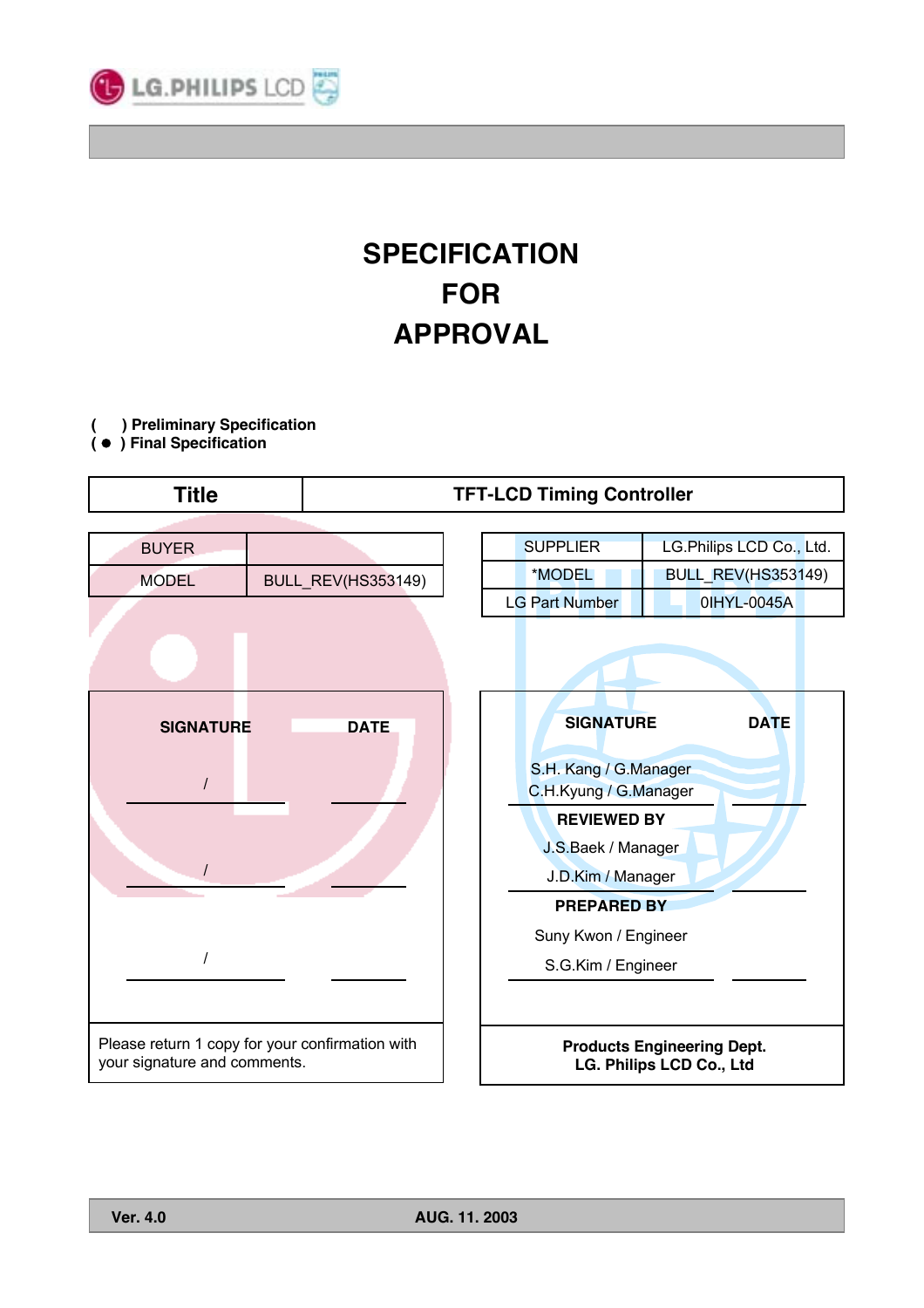LG.PHILIPS LCD

# SPECIFICATION FOR APPROVAL

( ) Preliminary Specification
( ● ) Final Specification

| Title | TFT-LCD Timing Controller |
|---|---|

| BUYER | |
|---|---|
| MODEL | BULL_REV(HS353149) |

| SUPPLIER | LG.Philips LCD Co., Ltd. |
|---|---|
| *MODEL | BULL_REV(HS353149) |
| LG Part Number | 0IHYL-0045A |

| SIGNATURE | DATE |
|---|---|
| / | |
| / | |
| / | |

Please return 1 copy for your confirmation with your signature and comments.

| SIGNATURE | DATE |
|---|---|
| S.H. Kang / G.Manager<br>C.H.Kyung / G.Manager | |
| **REVIEWED BY** | |
| J.S.Baek / Manager<br>J.D.Kim / Manager | |
| **PREPARED BY** | |
| Suny Kwon / Engineer<br>S.G.Kim / Engineer | |

**Products Engineering Dept.**
**LG. Philips LCD Co., Ltd**

**Ver. 4.0** **AUG. 11. 2003**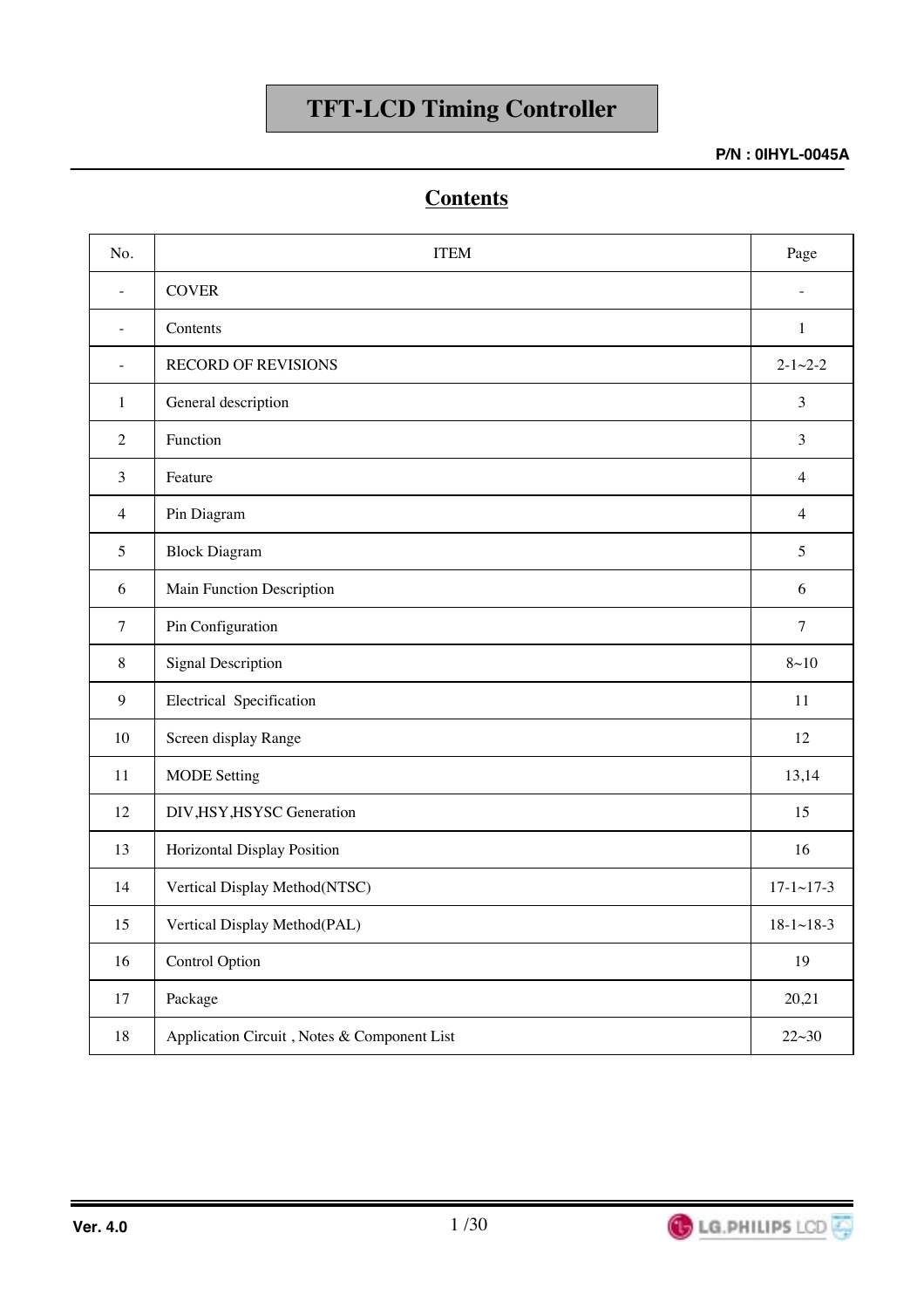# TFT-LCD Timing Controller

**P/N : 0IHYL-0045A**

## Contents

| No. | ITEM | Page |
|---|---|---|
| - | COVER | - |
| - | Contents | 1 |
| - | RECORD OF REVISIONS | 2-1~2-2 |
| 1 | General description | 3 |
| 2 | Function | 3 |
| 3 | Feature | 4 |
| 4 | Pin Diagram | 4 |
| 5 | Block Diagram | 5 |
| 6 | Main Function Description | 6 |
| 7 | Pin Configuration | 7 |
| 8 | Signal Description | 8~10 |
| 9 | Electrical Specification | 11 |
| 10 | Screen display Range | 12 |
| 11 | MODE Setting | 13,14 |
| 12 | DIV,HSY,HSYSC Generation | 15 |
| 13 | Horizontal Display Position | 16 |
| 14 | Vertical Display Method(NTSC) | 17-1~17-3 |
| 15 | Vertical Display Method(PAL) | 18-1~18-3 |
| 16 | Control Option | 19 |
| 17 | Package | 20,21 |
| 18 | Application Circuit , Notes & Component List | 22~30 |

Ver. 4.0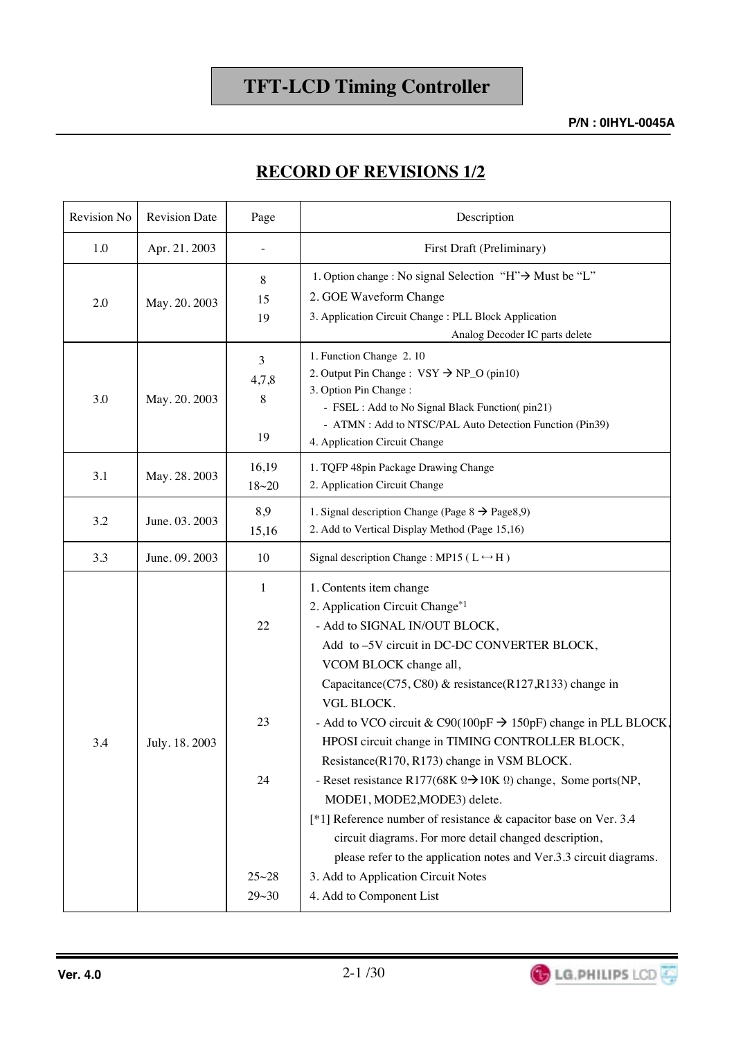# TFT-LCD Timing Controller

**P/N : 0IHYL-0045A**

## RECORD OF REVISIONS 1/2

| Revision No | Revision Date | Page | Description |
|---|---|---|---|
| 1.0 | Apr. 21. 2003 | - | First Draft (Preliminary) |
| 2.0 | May. 20. 2003 | 8<br>15<br>19 | 1. Option change : No signal Selection "H"→ Must be "L"<br>2. GOE Waveform Change<br>3. Application Circuit Change : PLL Block Application<br>Analog Decoder IC parts delete |
| 3.0 | May. 20. 2003 | 3<br>4,7,8<br>8<br><br>19 | 1. Function Change 2. 10<br>2. Output Pin Change : VSY → NP_O (pin10)<br>3. Option Pin Change :<br>- FSEL : Add to No Signal Black Function( pin21)<br>- ATMN : Add to NTSC/PAL Auto Detection Function (Pin39)<br>4. Application Circuit Change |
| 3.1 | May. 28. 2003 | 16,19<br>18~20 | 1. TQFP 48pin Package Drawing Change<br>2. Application Circuit Change |
| 3.2 | June. 03. 2003 | 8,9<br>15,16 | 1. Signal description Change (Page 8 → Page8,9)<br>2. Add to Vertical Display Method (Page 15,16) |
| 3.3 | June. 09. 2003 | 10 | Signal description Change : MP15 ( L ↔ H ) |
| 3.4 | July. 18. 2003 | 1<br><br>22<br><br><br><br><br>23<br><br><br>24<br><br><br><br><br>25~28<br>29~30 | 1. Contents item change<br>2. Application Circuit Change[*1]<br>- Add to SIGNAL IN/OUT BLOCK,<br>Add to –5V circuit in DC-DC CONVERTER BLOCK,<br>VCOM BLOCK change all,<br>Capacitance(C75, C80) & resistance(R127,R133) change in VGL BLOCK.<br>- Add to VCO circuit & C90(100pF → 150pF) change in PLL BLOCK,<br>HPOSI circuit change in TIMING CONTROLLER BLOCK,<br>Resistance(R170, R173) change in VSM BLOCK.<br>- Reset resistance R177(68K Ω→10K Ω) change, Some ports(NP, MODE1, MODE2,MODE3) delete.<br>[*1] Reference number of resistance & capacitor base on Ver. 3.4 circuit diagrams. For more detail changed description, please refer to the application notes and Ver.3.3 circuit diagrams.<br>3. Add to Application Circuit Notes<br>4. Add to Component List |

Ver. 4.0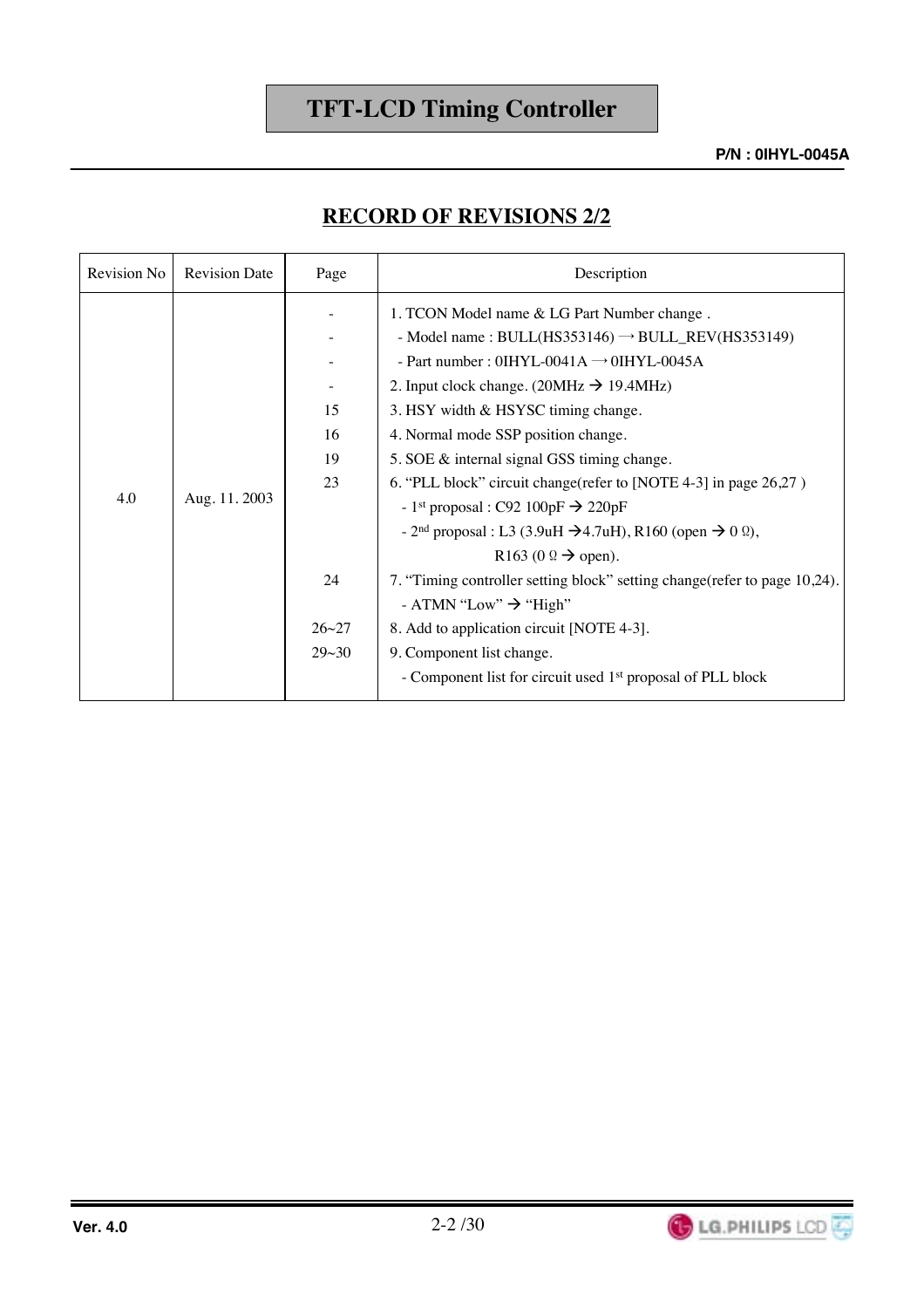## RECORD OF REVISIONS 2/2

| Revision No | Revision Date | Page | Description |
|---|---|---|---|
| 4.0 | Aug. 11. 2003 | -<br>-<br>-<br>-<br>15<br>16<br>19<br>23<br><br><br><br>24<br><br>26~27<br>29~30 | 1. TCON Model name & LG Part Number change .<br>- Model name : BULL(HS353146) → BULL_REV(HS353149)<br>- Part number : 0IHYL-0041A → 0IHYL-0045A<br>2. Input clock change. (20MHz → 19.4MHz)<br>3. HSY width & HSYSC timing change.<br>4. Normal mode SSP position change.<br>5. SOE & internal signal GSS timing change.<br>6. "PLL block" circuit change(refer to [NOTE 4-3] in page 26,27 )<br>- 1st proposal : C92 100pF → 220pF<br>- 2nd proposal : L3 (3.9uH →4.7uH), R160 (open → 0 Ω),<br>R163 (0 Ω → open).<br>7. "Timing controller setting block" setting change(refer to page 10,24).<br>- ATMN "Low" → "High"<br>8. Add to application circuit [NOTE 4-3].<br>9. Component list change.<br>- Component list for circuit used 1st proposal of PLL block |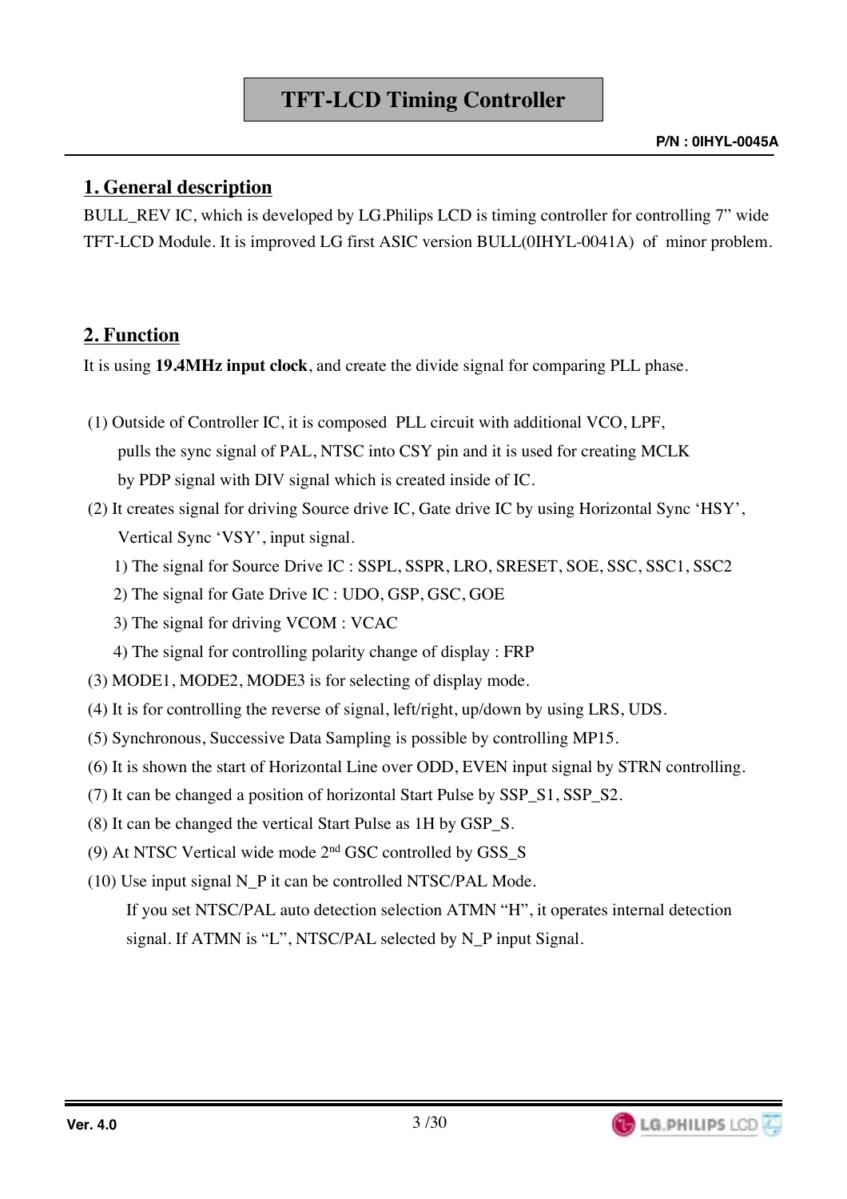# TFT-LCD Timing Controller

**P/N : 0IHYL-0045A**

## 1. General description

BULL_REV IC, which is developed by LG.Philips LCD is timing controller for controlling 7" wide TFT-LCD Module. It is improved LG first ASIC version BULL(0IHYL-0041A) of minor problem.

## 2. Function

It is using **19.4MHz input clock**, and create the divide signal for comparing PLL phase.

(1) Outside of Controller IC, it is composed PLL circuit with additional VCO, LPF, pulls the sync signal of PAL, NTSC into CSY pin and it is used for creating MCLK by PDP signal with DIV signal which is created inside of IC.

(2) It creates signal for driving Source drive IC, Gate drive IC by using Horizontal Sync 'HSY', Vertical Sync 'VSY', input signal.

1) The signal for Source Drive IC : SSPL, SSPR, LRO, SRESET, SOE, SSC, SSC1, SSC2

2) The signal for Gate Drive IC : UDO, GSP, GSC, GOE

3) The signal for driving VCOM : VCAC

4) The signal for controlling polarity change of display : FRP

(3) MODE1, MODE2, MODE3 is for selecting of display mode.

(4) It is for controlling the reverse of signal, left/right, up/down by using LRS, UDS.

(5) Synchronous, Successive Data Sampling is possible by controlling MP15.

(6) It is shown the start of Horizontal Line over ODD, EVEN input signal by STRN controlling.

(7) It can be changed a position of horizontal Start Pulse by SSP_S1, SSP_S2.

(8) It can be changed the vertical Start Pulse as 1H by GSP_S.

(9) At NTSC Vertical wide mode 2nd GSC controlled by GSS_S

(10) Use input signal N_P it can be controlled NTSC/PAL Mode.
If you set NTSC/PAL auto detection selection ATMN "H", it operates internal detection signal. If ATMN is "L", NTSC/PAL selected by N_P input Signal.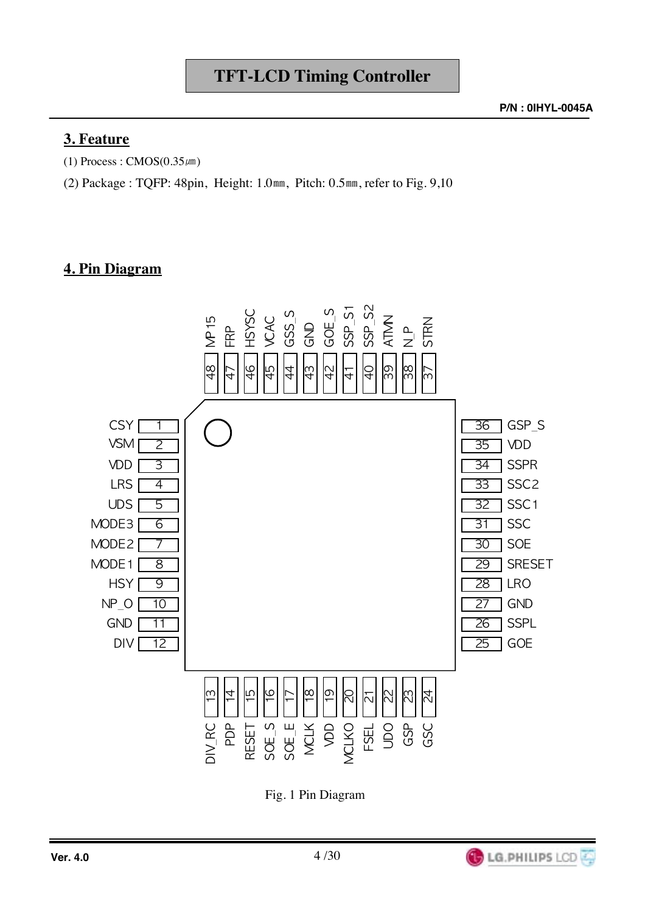## 3. Feature

(1) Process : CMOS(0.35㎛)

(2) Package : TQFP: 48pin, Height: 1.0㎜, Pitch: 0.5㎜, refer to Fig. 9,10

## 4. Pin Diagram

| Pin | Name | Pin | Name | Pin | Name | Pin | Name |
|---|---|---|---|---|---|---|---|
| 1 | CSY | 13 | DIV_RC | 25 | GOE | 37 | STRN |
| 2 | VSM | 14 | PDP | 26 | SSPL | 38 | N_P |
| 3 | VDD | 15 | RESET | 27 | GND | 39 | ATMN |
| 4 | LRS | 16 | SOE_S | 28 | LRO | 40 | SSP_S2 |
| 5 | UDS | 17 | SOE_E | 29 | SRESET | 41 | SSP_S1 |
| 6 | MODE3 | 18 | MCLK | 30 | SOE | 42 | GOE_S |
| 7 | MODE2 | 19 | VDD | 31 | SSC | 43 | GND |
| 8 | MODE1 | 20 | MCLKO | 32 | SSC1 | 44 | GSS_S |
| 9 | HSY | 21 | FSEL | 33 | SSC2 | 45 | VCAC |
| 10 | NP_O | 22 | UDO | 34 | SSPR | 46 | HSYSC |
| 11 | GND | 23 | GSP | 35 | VDD | 47 | FRP |
| 12 | DIV | 24 | GSC | 36 | GSP_S | 48 | MP15 |

Fig. 1 Pin Diagram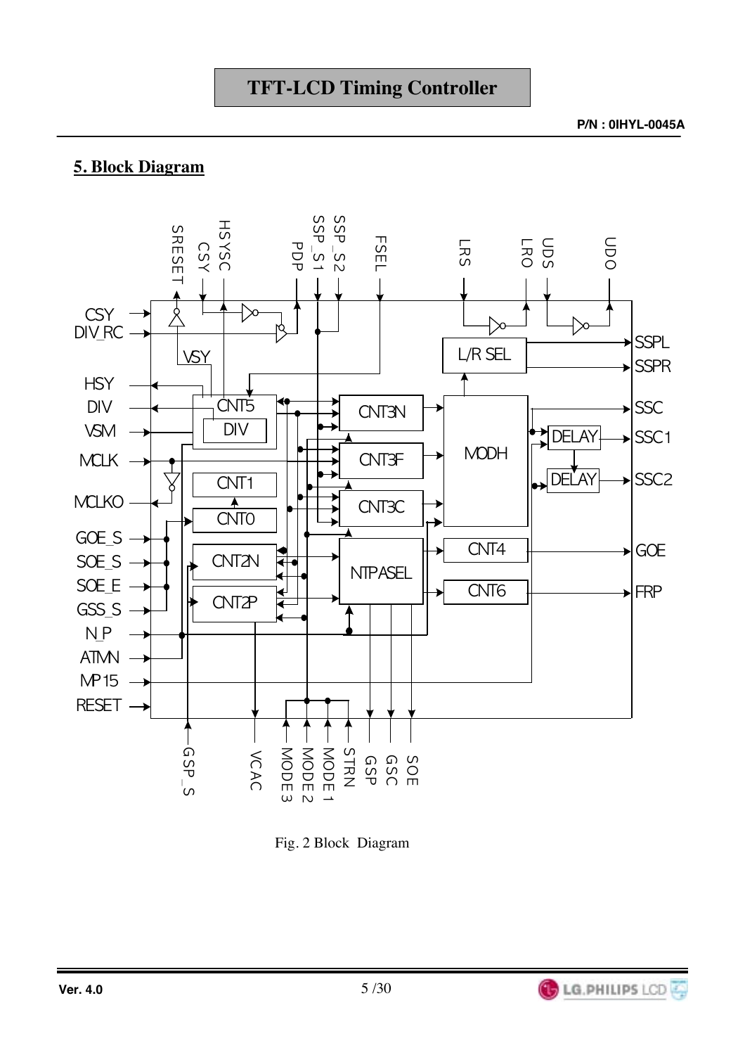## 5. Block Diagram

Fig. 2 Block Diagram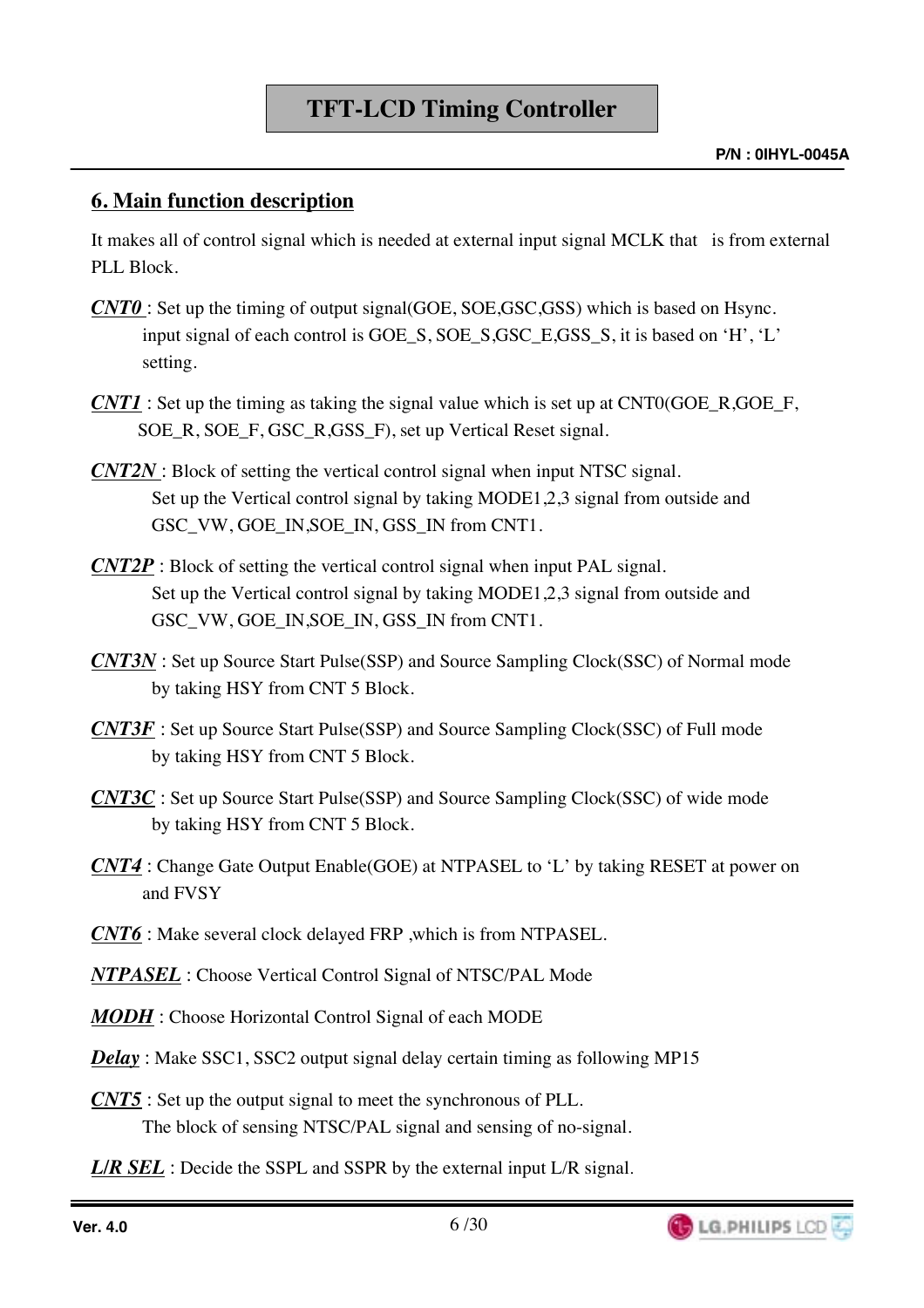## 6. Main function description

It makes all of control signal which is needed at external input signal MCLK that is from external PLL Block.

***CNT0*** : Set up the timing of output signal(GOE, SOE,GSC,GSS) which is based on Hsync. input signal of each control is GOE_S, SOE_S,GSC_E,GSS_S, it is based on 'H', 'L' setting.

***CNT1*** : Set up the timing as taking the signal value which is set up at CNT0(GOE_R,GOE_F, SOE_R, SOE_F, GSC_R,GSS_F), set up Vertical Reset signal.

***CNT2N*** : Block of setting the vertical control signal when input NTSC signal. Set up the Vertical control signal by taking MODE1,2,3 signal from outside and GSC_VW, GOE_IN,SOE_IN, GSS_IN from CNT1.

***CNT2P*** : Block of setting the vertical control signal when input PAL signal. Set up the Vertical control signal by taking MODE1,2,3 signal from outside and GSC_VW, GOE_IN,SOE_IN, GSS_IN from CNT1.

***CNT3N*** : Set up Source Start Pulse(SSP) and Source Sampling Clock(SSC) of Normal mode by taking HSY from CNT 5 Block.

***CNT3F*** : Set up Source Start Pulse(SSP) and Source Sampling Clock(SSC) of Full mode by taking HSY from CNT 5 Block.

***CNT3C*** : Set up Source Start Pulse(SSP) and Source Sampling Clock(SSC) of wide mode by taking HSY from CNT 5 Block.

***CNT4*** : Change Gate Output Enable(GOE) at NTPASEL to 'L' by taking RESET at power on and FVSY

***CNT6*** : Make several clock delayed FRP ,which is from NTPASEL.

***NTPASEL*** : Choose Vertical Control Signal of NTSC/PAL Mode

***MODH*** : Choose Horizontal Control Signal of each MODE

***Delay*** : Make SSC1, SSC2 output signal delay certain timing as following MP15

***CNT5*** : Set up the output signal to meet the synchronous of PLL. The block of sensing NTSC/PAL signal and sensing of no-signal.

***L/R SEL*** : Decide the SSPL and SSPR by the external input L/R signal.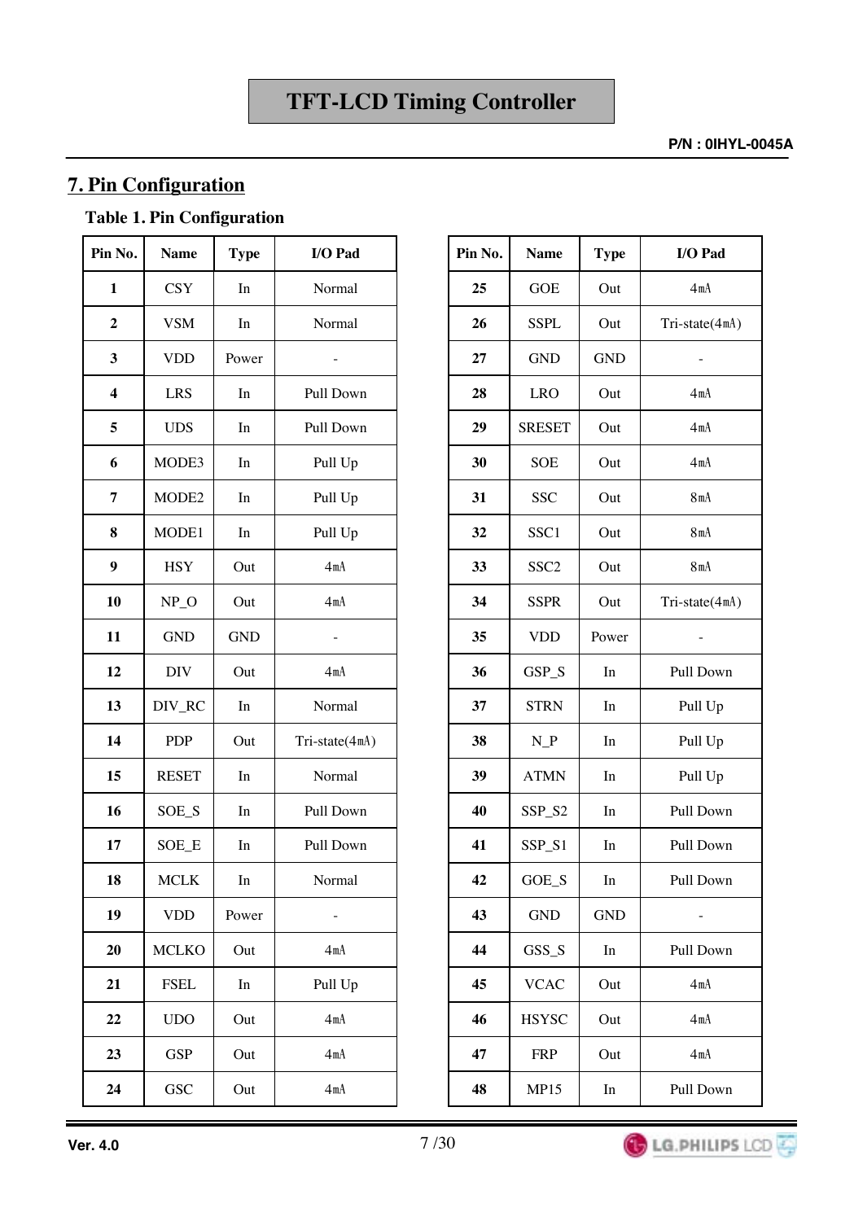## 7. Pin Configuration

**Table 1. Pin Configuration**

| Pin No. | Name | Type | I/O Pad |
|---|---|---|---|
| 1 | CSY | In | Normal |
| 2 | VSM | In | Normal |
| 3 | VDD | Power | - |
| 4 | LRS | In | Pull Down |
| 5 | UDS | In | Pull Down |
| 6 | MODE3 | In | Pull Up |
| 7 | MODE2 | In | Pull Up |
| 8 | MODE1 | In | Pull Up |
| 9 | HSY | Out | 4㎃ |
| 10 | NP_O | Out | 4㎃ |
| 11 | GND | GND | - |
| 12 | DIV | Out | 4㎃ |
| 13 | DIV_RC | In | Normal |
| 14 | PDP | Out | Tri-state(4㎃) |
| 15 | RESET | In | Normal |
| 16 | SOE_S | In | Pull Down |
| 17 | SOE_E | In | Pull Down |
| 18 | MCLK | In | Normal |
| 19 | VDD | Power | - |
| 20 | MCLKO | Out | 4㎃ |
| 21 | FSEL | In | Pull Up |
| 22 | UDO | Out | 4㎃ |
| 23 | GSP | Out | 4㎃ |
| 24 | GSC | Out | 4㎃ |

| Pin No. | Name | Type | I/O Pad |
|---|---|---|---|
| 25 | GOE | Out | 4㎃ |
| 26 | SSPL | Out | Tri-state(4㎃) |
| 27 | GND | GND | - |
| 28 | LRO | Out | 4㎃ |
| 29 | SRESET | Out | 4㎃ |
| 30 | SOE | Out | 4㎃ |
| 31 | SSC | Out | 8㎃ |
| 32 | SSC1 | Out | 8㎃ |
| 33 | SSC2 | Out | 8㎃ |
| 34 | SSPR | Out | Tri-state(4㎃) |
| 35 | VDD | Power | - |
| 36 | GSP_S | In | Pull Down |
| 37 | STRN | In | Pull Up |
| 38 | N_P | In | Pull Up |
| 39 | ATMN | In | Pull Up |
| 40 | SSP_S2 | In | Pull Down |
| 41 | SSP_S1 | In | Pull Down |
| 42 | GOE_S | In | Pull Down |
| 43 | GND | GND | - |
| 44 | GSS_S | In | Pull Down |
| 45 | VCAC | Out | 4㎃ |
| 46 | HSYSC | Out | 4㎃ |
| 47 | FRP | Out | 4㎃ |
| 48 | MP15 | In | Pull Down |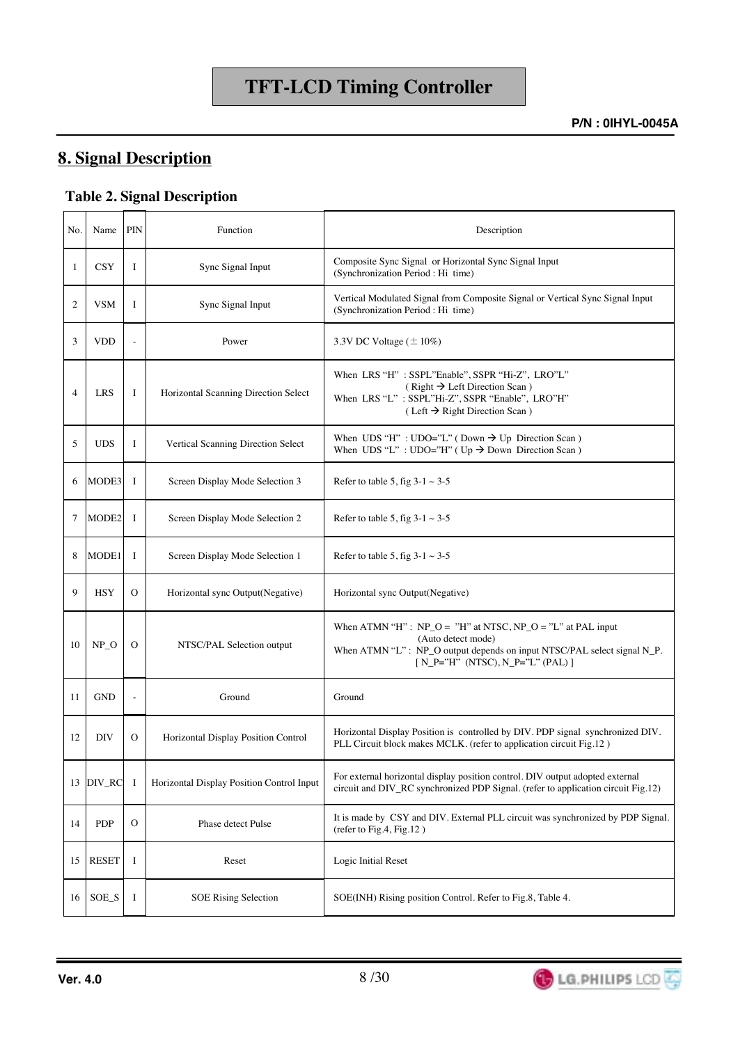## 8. Signal Description

### Table 2. Signal Description

| No. | Name | PIN | Function | Description |
|---|---|---|---|---|
| 1 | CSY | I | Sync Signal Input | Composite Sync Signal or Horizontal Sync Signal Input (Synchronization Period : Hi time) |
| 2 | VSM | I | Sync Signal Input | Vertical Modulated Signal from Composite Signal or Vertical Sync Signal Input (Synchronization Period : Hi time) |
| 3 | VDD | - | Power | 3.3V DC Voltage (± 10%) |
| 4 | LRS | I | Horizontal Scanning Direction Select | When LRS "H" : SSPL"Enable", SSPR "Hi-Z", LRO"L" ( Right → Left Direction Scan )<br>When LRS "L" : SSPL"Hi-Z", SSPR "Enable", LRO"H" ( Left → Right Direction Scan ) |
| 5 | UDS | I | Vertical Scanning Direction Select | When UDS "H" : UDO="L" ( Down → Up Direction Scan )<br>When UDS "L" : UDO="H" ( Up → Down Direction Scan ) |
| 6 | MODE3 | I | Screen Display Mode Selection 3 | Refer to table 5, fig 3-1 ~ 3-5 |
| 7 | MODE2 | I | Screen Display Mode Selection 2 | Refer to table 5, fig 3-1 ~ 3-5 |
| 8 | MODE1 | I | Screen Display Mode Selection 1 | Refer to table 5, fig 3-1 ~ 3-5 |
| 9 | HSY | O | Horizontal sync Output(Negative) | Horizontal sync Output(Negative) |
| 10 | NP_O | O | NTSC/PAL Selection output | When ATMN "H" : NP_O = "H" at NTSC, NP_O = "L" at PAL input (Auto detect mode)<br>When ATMN "L" : NP_O output depends on input NTSC/PAL select signal N_P. [ N_P="H" (NTSC), N_P="L" (PAL) ] |
| 11 | GND | - | Ground | Ground |
| 12 | DIV | O | Horizontal Display Position Control | Horizontal Display Position is controlled by DIV. PDP signal synchronized DIV. PLL Circuit block makes MCLK. (refer to application circuit Fig.12 ) |
| 13 | DIV_RC | I | Horizontal Display Position Control Input | For external horizontal display position control. DIV output adopted external circuit and DIV_RC synchronized PDP Signal. (refer to application circuit Fig.12) |
| 14 | PDP | O | Phase detect Pulse | It is made by CSY and DIV. External PLL circuit was synchronized by PDP Signal. (refer to Fig.4, Fig.12 ) |
| 15 | RESET | I | Reset | Logic Initial Reset |
| 16 | SOE_S | I | SOE Rising Selection | SOE(INH) Rising position Control. Refer to Fig.8, Table 4. |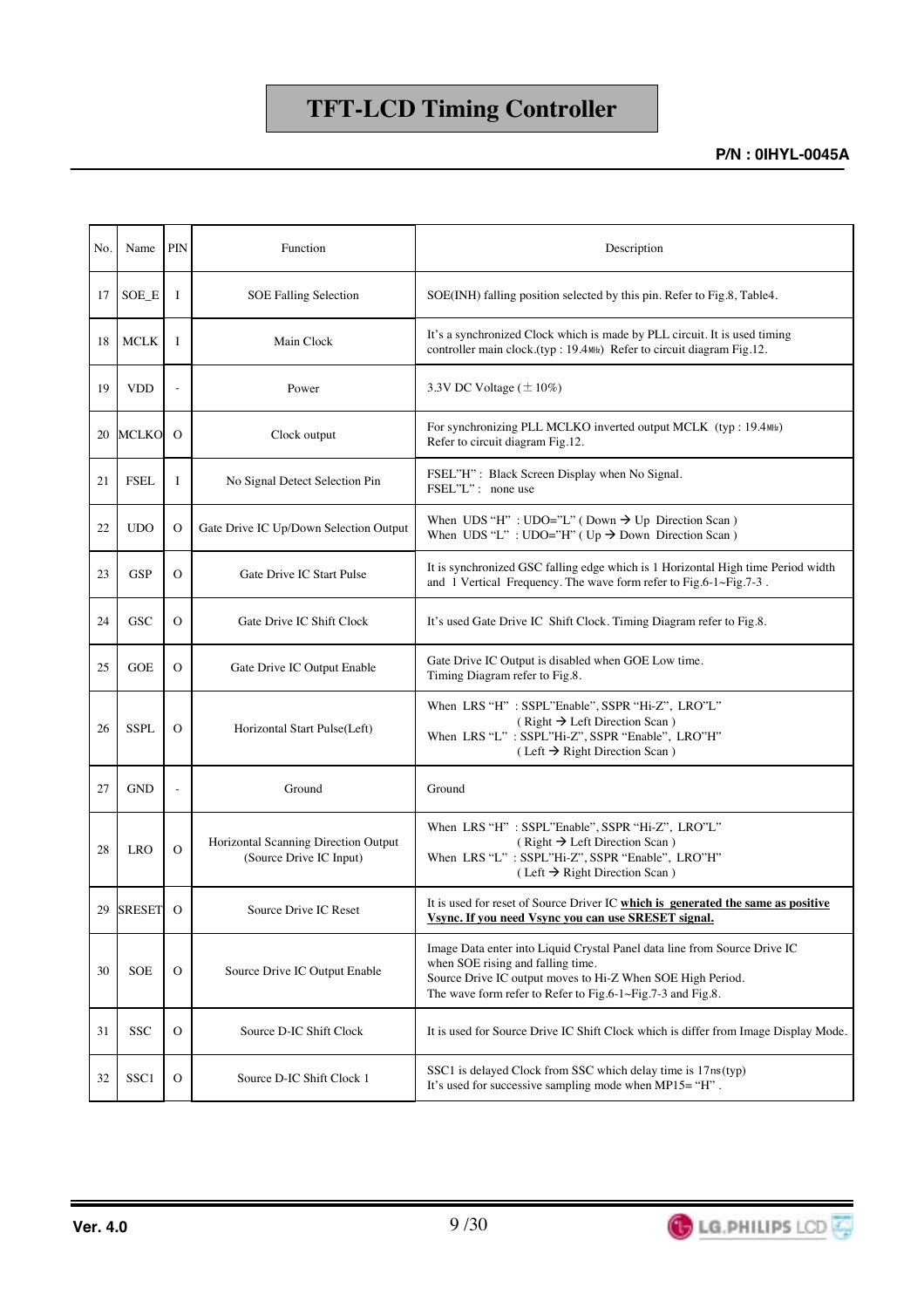| No. | Name | PIN | Function | Description |
|---|---|---|---|---|
| 17 | SOE_E | I | SOE Falling Selection | SOE(INH) falling position selected by this pin. Refer to Fig.8, Table4. |
| 18 | MCLK | I | Main Clock | It's a synchronized Clock which is made by PLL circuit. It is used timing controller main clock.(typ : 19.4㎒) Refer to circuit diagram Fig.12. |
| 19 | VDD | - | Power | 3.3V DC Voltage (± 10%) |
| 20 | MCLKO | O | Clock output | For synchronizing PLL MCLKO inverted output MCLK (typ : 19.4㎒) Refer to circuit diagram Fig.12. |
| 21 | FSEL | I | No Signal Detect Selection Pin | FSEL"H" : Black Screen Display when No Signal.<br>FSEL"L" : none use |
| 22 | UDO | O | Gate Drive IC Up/Down Selection Output | When UDS "H" : UDO="L" ( Down → Up Direction Scan )<br>When UDS "L" : UDO="H" ( Up → Down Direction Scan ) |
| 23 | GSP | O | Gate Drive IC Start Pulse | It is synchronized GSC falling edge which is 1 Horizontal High time Period width and 1 Vertical Frequency. The wave form refer to Fig.6-1~Fig.7-3 . |
| 24 | GSC | O | Gate Drive IC Shift Clock | It's used Gate Drive IC Shift Clock. Timing Diagram refer to Fig.8. |
| 25 | GOE | O | Gate Drive IC Output Enable | Gate Drive IC Output is disabled when GOE Low time.<br>Timing Diagram refer to Fig.8. |
| 26 | SSPL | O | Horizontal Start Pulse(Left) | When LRS "H" : SSPL"Enable", SSPR "Hi-Z", LRO"L" ( Right → Left Direction Scan )<br>When LRS "L" : SSPL"Hi-Z", SSPR "Enable", LRO"H" ( Left → Right Direction Scan ) |
| 27 | GND | - | Ground | Ground |
| 28 | LRO | O | Horizontal Scanning Direction Output (Source Drive IC Input) | When LRS "H" : SSPL"Enable", SSPR "Hi-Z", LRO"L" ( Right → Left Direction Scan )<br>When LRS "L" : SSPL"Hi-Z", SSPR "Enable", LRO"H" ( Left → Right Direction Scan ) |
| 29 | SRESET | O | Source Drive IC Reset | It is used for reset of Source Driver IC **which is generated the same as positive Vsync. If you need Vsync you can use SRESET signal.** |
| 30 | SOE | O | Source Drive IC Output Enable | Image Data enter into Liquid Crystal Panel data line from Source Drive IC when SOE rising and falling time.<br>Source Drive IC output moves to Hi-Z When SOE High Period.<br>The wave form refer to Refer to Fig.6-1~Fig.7-3 and Fig.8. |
| 31 | SSC | O | Source D-IC Shift Clock | It is used for Source Drive IC Shift Clock which is differ from Image Display Mode. |
| 32 | SSC1 | O | Source D-IC Shift Clock 1 | SSC1 is delayed Clock from SSC which delay time is 17㎱(typ)<br>It's used for successive sampling mode when MP15= "H" . |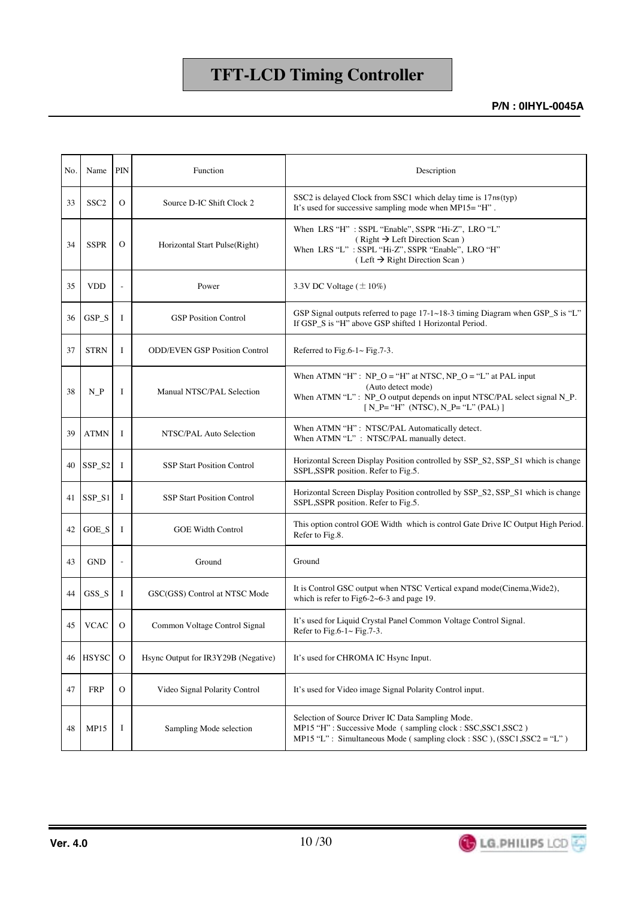| No. | Name | PIN | Function | Description |
|---|---|---|---|---|
| 33 | SSC2 | O | Source D-IC Shift Clock 2 | SSC2 is delayed Clock from SSC1 which delay time is 17㎱(typ)<br>It's used for successive sampling mode when MP15= "H" . |
| 34 | SSPR | O | Horizontal Start Pulse(Right) | When LRS "H" : SSPL "Enable", SSPR "Hi-Z", LRO "L"<br>( Right → Left Direction Scan )<br>When LRS "L" : SSPL "Hi-Z", SSPR "Enable", LRO "H"<br>( Left → Right Direction Scan ) |
| 35 | VDD | - | Power | 3.3V DC Voltage (± 10%) |
| 36 | GSP_S | I | GSP Position Control | GSP Signal outputs referred to page 17-1~18-3 timing Diagram when GSP_S is "L"<br>If GSP_S is "H" above GSP shifted 1 Horizontal Period. |
| 37 | STRN | I | ODD/EVEN GSP Position Control | Referred to Fig.6-1~ Fig.7-3. |
| 38 | N_P | I | Manual NTSC/PAL Selection | When ATMN "H" : NP_O = "H" at NTSC, NP_O = "L" at PAL input<br>(Auto detect mode)<br>When ATMN "L" : NP_O output depends on input NTSC/PAL select signal N_P.<br>[ N_P= "H" (NTSC), N_P= "L" (PAL) ] |
| 39 | ATMN | I | NTSC/PAL Auto Selection | When ATMN "H" : NTSC/PAL Automatically detect.<br>When ATMN "L" : NTSC/PAL manually detect. |
| 40 | SSP_S2 | I | SSP Start Position Control | Horizontal Screen Display Position controlled by SSP_S2, SSP_S1 which is change SSPL,SSPR position. Refer to Fig.5. |
| 41 | SSP_S1 | I | SSP Start Position Control | Horizontal Screen Display Position controlled by SSP_S2, SSP_S1 which is change SSPL,SSPR position. Refer to Fig.5. |
| 42 | GOE_S | I | GOE Width Control | This option control GOE Width which is control Gate Drive IC Output High Period.<br>Refer to Fig.8. |
| 43 | GND | - | Ground | Ground |
| 44 | GSS_S | I | GSC(GSS) Control at NTSC Mode | It is Control GSC output when NTSC Vertical expand mode(Cinema,Wide2),<br>which is refer to Fig6-2~6-3 and page 19. |
| 45 | VCAC | O | Common Voltage Control Signal | It's used for Liquid Crystal Panel Common Voltage Control Signal.<br>Refer to Fig.6-1~ Fig.7-3. |
| 46 | HSYSC | O | Hsync Output for IR3Y29B (Negative) | It's used for CHROMA IC Hsync Input. |
| 47 | FRP | O | Video Signal Polarity Control | It's used for Video image Signal Polarity Control input. |
| 48 | MP15 | I | Sampling Mode selection | Selection of Source Driver IC Data Sampling Mode.<br>MP15 "H" : Successive Mode ( sampling clock : SSC,SSC1,SSC2 )<br>MP15 "L" : Simultaneous Mode ( sampling clock : SSC ), (SSC1,SSC2 = "L" ) |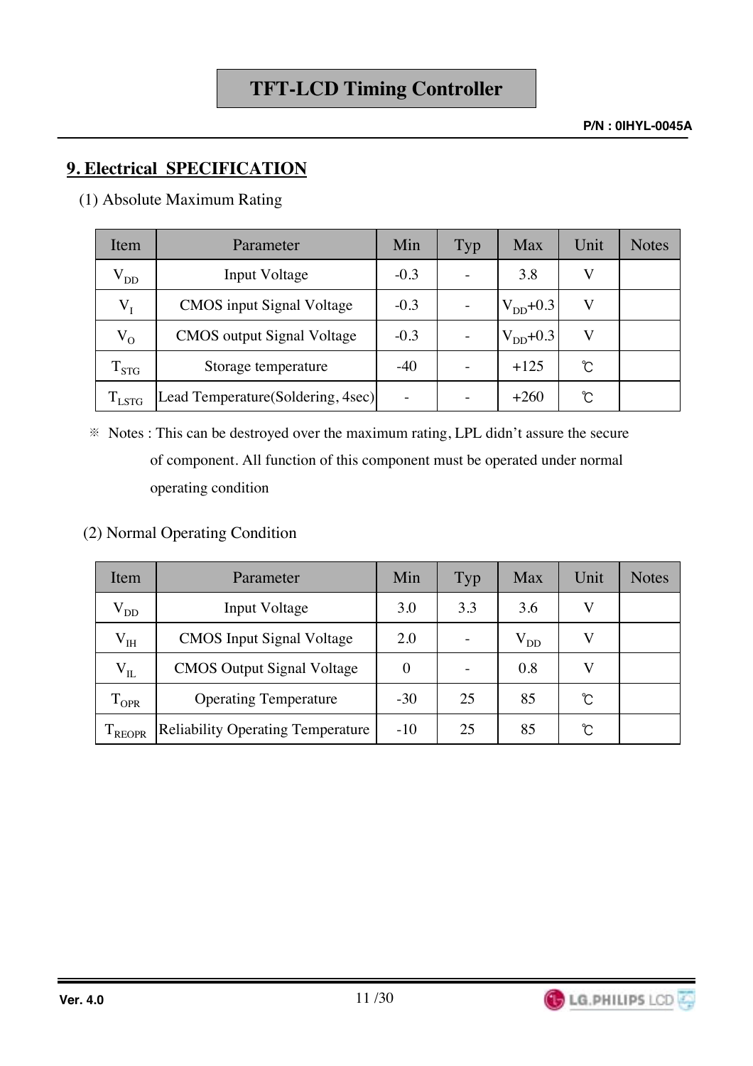## 9. Electrical SPECIFICATION

(1) Absolute Maximum Rating

| Item | Parameter | Min | Typ | Max | Unit | Notes |
|---|---|---|---|---|---|---|
| $V_{DD}$ | Input Voltage | -0.3 | - | 3.8 | V | |
| $V_I$ | CMOS input Signal Voltage | -0.3 | - | $V_{DD}$+0.3 | V | |
| $V_O$ | CMOS output Signal Voltage | -0.3 | - | $V_{DD}$+0.3 | V | |
| $T_{STG}$ | Storage temperature | -40 | - | +125 | ℃ | |
| $T_{LSTG}$ | Lead Temperature(Soldering, 4sec) | - | - | +260 | ℃ | |

※ Notes : This can be destroyed over the maximum rating, LPL didn't assure the secure of component. All function of this component must be operated under normal operating condition

(2) Normal Operating Condition

| Item | Parameter | Min | Typ | Max | Unit | Notes |
|---|---|---|---|---|---|---|
| $V_{DD}$ | Input Voltage | 3.0 | 3.3 | 3.6 | V | |
| $V_{IH}$ | CMOS Input Signal Voltage | 2.0 | - | $V_{DD}$ | V | |
| $V_{IL}$ | CMOS Output Signal Voltage | 0 | - | 0.8 | V | |
| $T_{OPR}$ | Operating Temperature | -30 | 25 | 85 | ℃ | |
| $T_{REOPR}$ | Reliability Operating Temperature | -10 | 25 | 85 | ℃ | |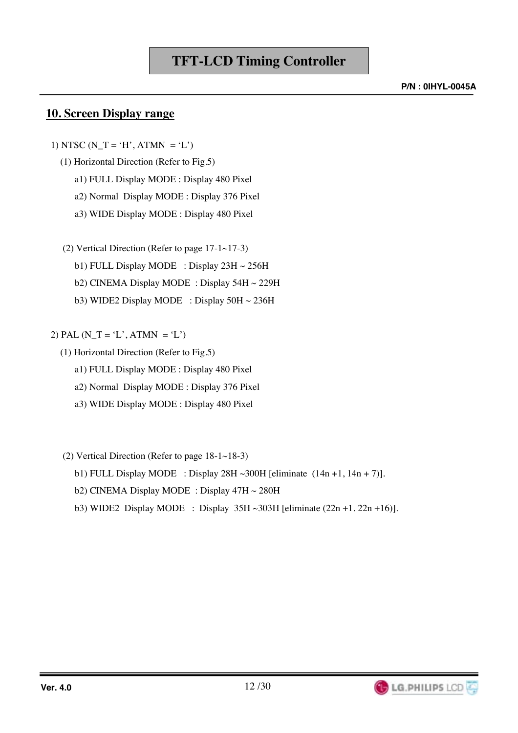## 10. Screen Display range

1) NTSC (N_T = 'H', ATMN = 'L')

(1) Horizontal Direction (Refer to Fig.5)

a1) FULL Display MODE : Display 480 Pixel

a2) Normal Display MODE : Display 376 Pixel

a3) WIDE Display MODE : Display 480 Pixel

(2) Vertical Direction (Refer to page 17-1~17-3)

b1) FULL Display MODE : Display 23H ~ 256H

b2) CINEMA Display MODE : Display 54H ~ 229H

b3) WIDE2 Display MODE : Display 50H ~ 236H

2) PAL (N_T = 'L', ATMN = 'L')

(1) Horizontal Direction (Refer to Fig.5)

a1) FULL Display MODE : Display 480 Pixel

a2) Normal Display MODE : Display 376 Pixel

a3) WIDE Display MODE : Display 480 Pixel

(2) Vertical Direction (Refer to page 18-1~18-3)

b1) FULL Display MODE : Display 28H ~300H [eliminate (14n +1, 14n + 7)].

b2) CINEMA Display MODE : Display 47H ~ 280H

b3) WIDE2 Display MODE : Display 35H ~303H [eliminate (22n +1. 22n +16)].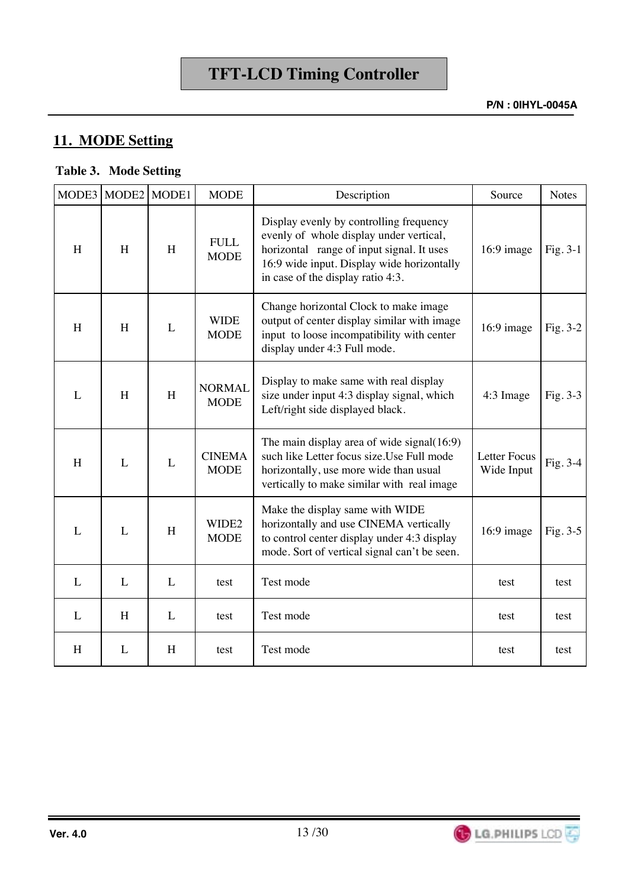## 11. MODE Setting

**Table 3. Mode Setting**

| MODE3 | MODE2 | MODE1 | MODE | Description | Source | Notes |
|---|---|---|---|---|---|---|
| H | H | H | FULL MODE | Display evenly by controlling frequency evenly of whole display under vertical, horizontal range of input signal. It uses 16:9 wide input. Display wide horizontally in case of the display ratio 4:3. | 16:9 image | Fig. 3-1 |
| H | H | L | WIDE MODE | Change horizontal Clock to make image output of center display similar with image input to loose incompatibility with center display under 4:3 Full mode. | 16:9 image | Fig. 3-2 |
| L | H | H | NORMAL MODE | Display to make same with real display size under input 4:3 display signal, which Left/right side displayed black. | 4:3 Image | Fig. 3-3 |
| H | L | L | CINEMA MODE | The main display area of wide signal(16:9) such like Letter focus size.Use Full mode horizontally, use more wide than usual vertically to make similar with real image | Letter Focus Wide Input | Fig. 3-4 |
| L | L | H | WIDE2 MODE | Make the display same with WIDE horizontally and use CINEMA vertically to control center display under 4:3 display mode. Sort of vertical signal can't be seen. | 16:9 image | Fig. 3-5 |
| L | L | L | test | Test mode | test | test |
| L | H | L | test | Test mode | test | test |
| H | L | H | test | Test mode | test | test |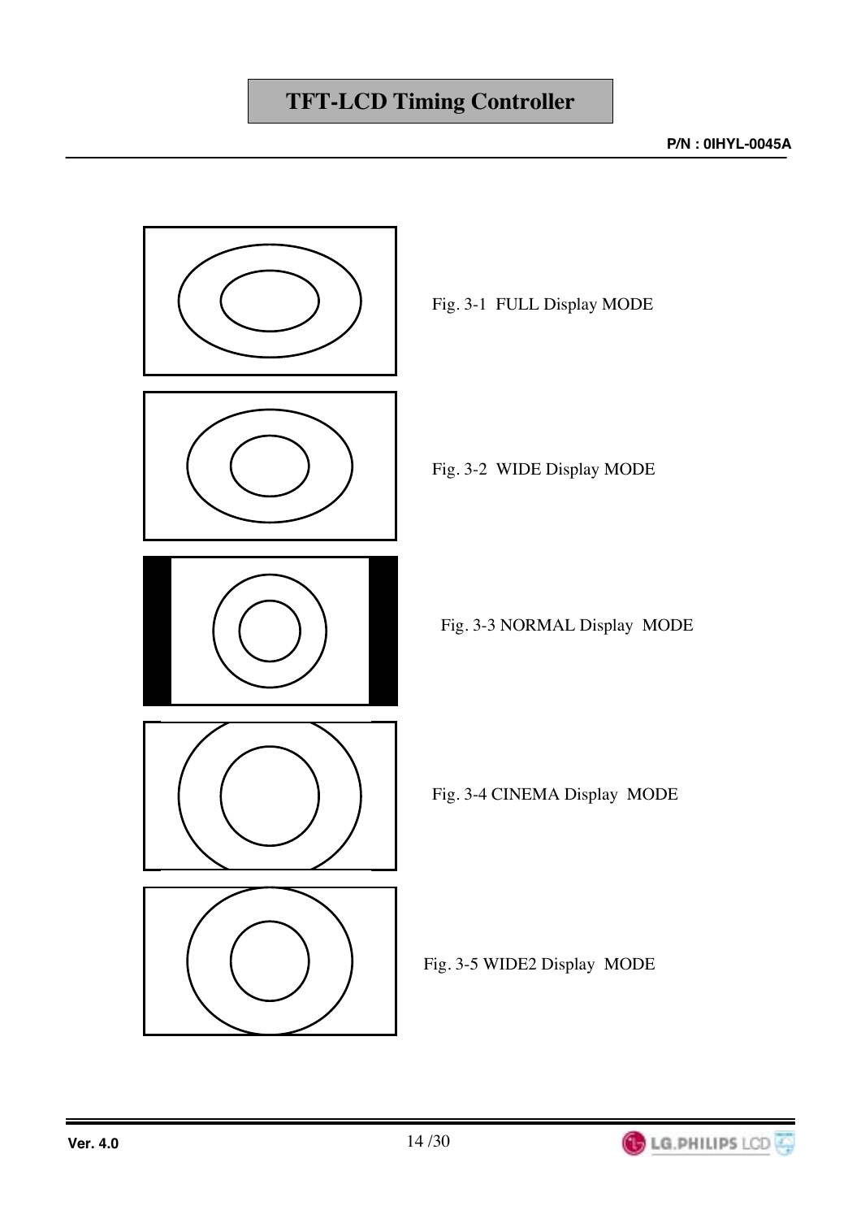Fig. 3-1 FULL Display MODE

Fig. 3-2 WIDE Display MODE

Fig. 3-3 NORMAL Display MODE

Fig. 3-4 CINEMA Display MODE

Fig. 3-5 WIDE2 Display MODE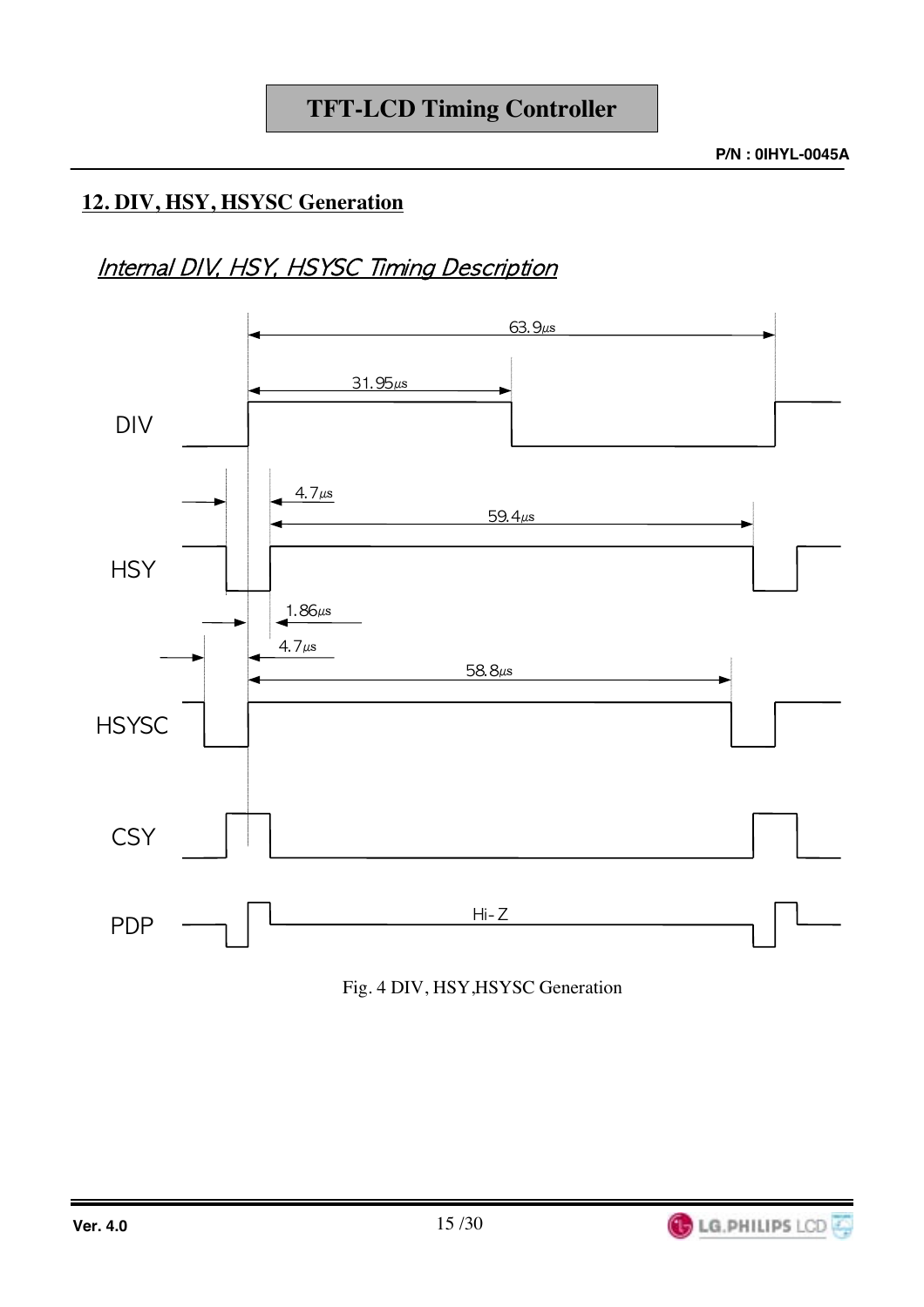## 12. DIV, HSY, HSYSC Generation

*Internal DIV, HSY, HSYSC Timing Description*

63.9㎲

31.95㎲

DIV

4.7㎲

59.4㎲

HSY

1.86㎲

4.7㎲

58.8㎲

HSYSC

CSY

PDP

Hi-Z

Fig. 4 DIV, HSY,HSYSC Generation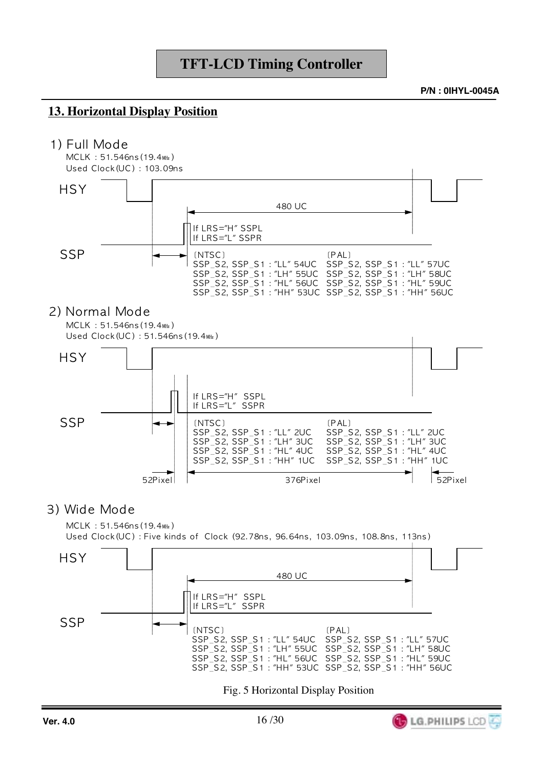## 13. Horizontal Display Position

### 1) Full Mode

MCLK : 51.546ns (19.4MHz)
Used Clock(UC) : 103.09ns

HSY

480 UC

If LRS="H" SSPL
If LRS="L" SSPR

SSP

| [NTSC] | [PAL] |
| --- | --- |
| SSP_S2, SSP_S1 : "LL" 54UC | SSP_S2, SSP_S1 : "LL" 57UC |
| SSP_S2, SSP_S1 : "LH" 55UC | SSP_S2, SSP_S1 : "LH" 58UC |
| SSP_S2, SSP_S1 : "HL" 56UC | SSP_S2, SSP_S1 : "HL" 59UC |
| SSP_S2, SSP_S1 : "HH" 53UC | SSP_S2, SSP_S1 : "HH" 56UC |

### 2) Normal Mode

MCLK : 51.546ns (19.4MHz)
Used Clock(UC) : 51.546ns (19.4MHz)

HSY

If LRS="H" SSPL
If LRS="L" SSPR

SSP

| [NTSC] | [PAL] |
| --- | --- |
| SSP_S2, SSP_S1 : "LL" 2UC | SSP_S2, SSP_S1 : "LL" 2UC |
| SSP_S2, SSP_S1 : "LH" 3UC | SSP_S2, SSP_S1 : "LH" 3UC |
| SSP_S2, SSP_S1 : "HL" 4UC | SSP_S2, SSP_S1 : "HL" 4UC |
| SSP_S2, SSP_S1 : "HH" 1UC | SSP_S2, SSP_S1 : "HH" 1UC |

52Pixel | 376Pixel | 52Pixel

### 3) Wide Mode

MCLK : 51.546ns (19.4MHz)
Used Clock(UC) : Five kinds of Clock (92.78ns, 96.64ns, 103.09ns, 108.8ns, 113ns)

HSY

480 UC

If LRS="H" SSPL
If LRS="L" SSPR

SSP

| [NTSC] | [PAL] |
| --- | --- |
| SSP_S2, SSP_S1 : "LL" 54UC | SSP_S2, SSP_S1 : "LL" 57UC |
| SSP_S2, SSP_S1 : "LH" 55UC | SSP_S2, SSP_S1 : "LH" 58UC |
| SSP_S2, SSP_S1 : "HL" 56UC | SSP_S2, SSP_S1 : "HL" 59UC |
| SSP_S2, SSP_S1 : "HH" 53UC | SSP_S2, SSP_S1 : "HH" 56UC |

Fig. 5 Horizontal Display Position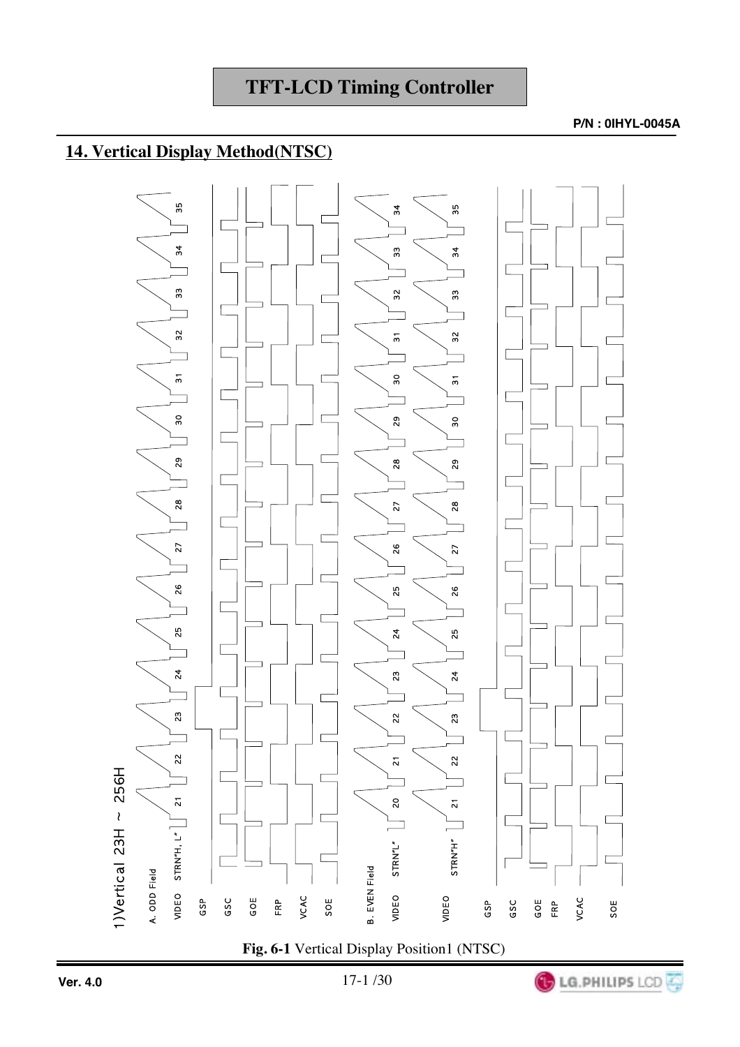## 14. Vertical Display Method(NTSC)

1)Vertical 23H ~ 256H

A. ODD Field

VIDEO STRN"H, L"

GSP

GSC

GOE

FRP

VCAC

SOE

B. EVEN Field

VIDEO STRN"L"

VIDEO STRN"H"

GSP

GSC

GOE

FRP

VCAC

SOE

**Fig. 6-1** Vertical Display Position1 (NTSC)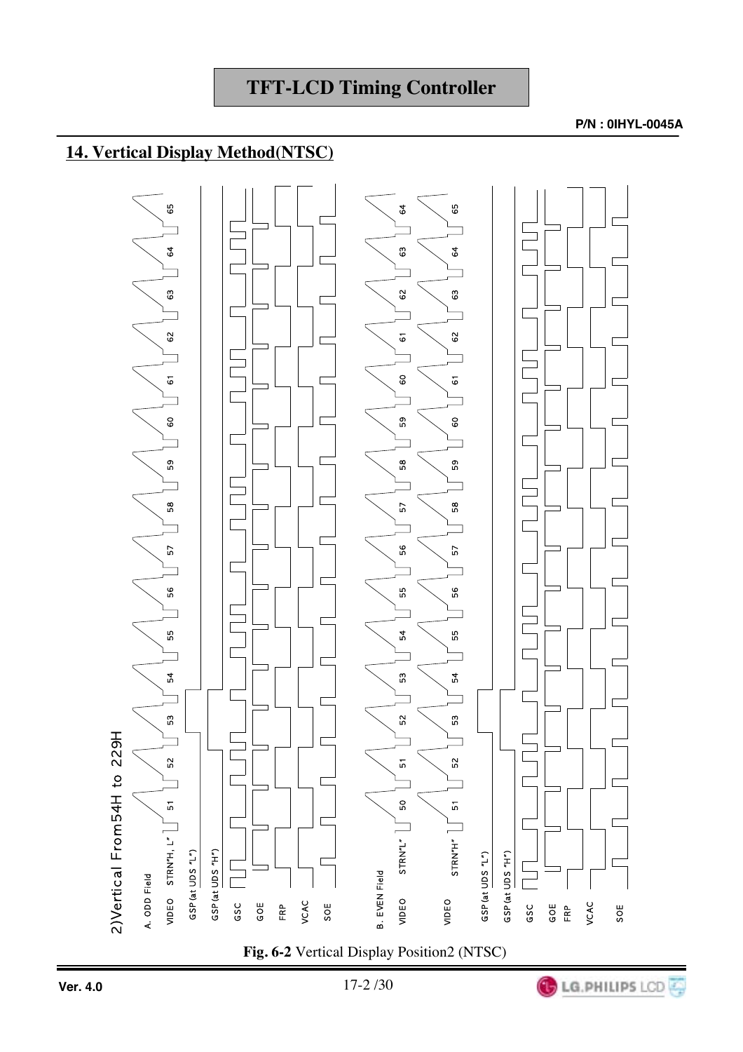## 14. Vertical Display Method(NTSC)

2)Vertical From54H to 229H

A. ODD Field

VIDEO STRN"H, L"

GSP(at UDS "L")

GSP(at UDS "H")

GSC

GOE

FRP

VCAC

SOE

B. EVEN Field

VIDEO STRN"L"

VIDEO STRN"H"

GSP(at UDS "L")

GSP(at UDS "H")

GSC

GOE

FRP

VCAC

SOE

**Fig. 6-2** Vertical Display Position2 (NTSC)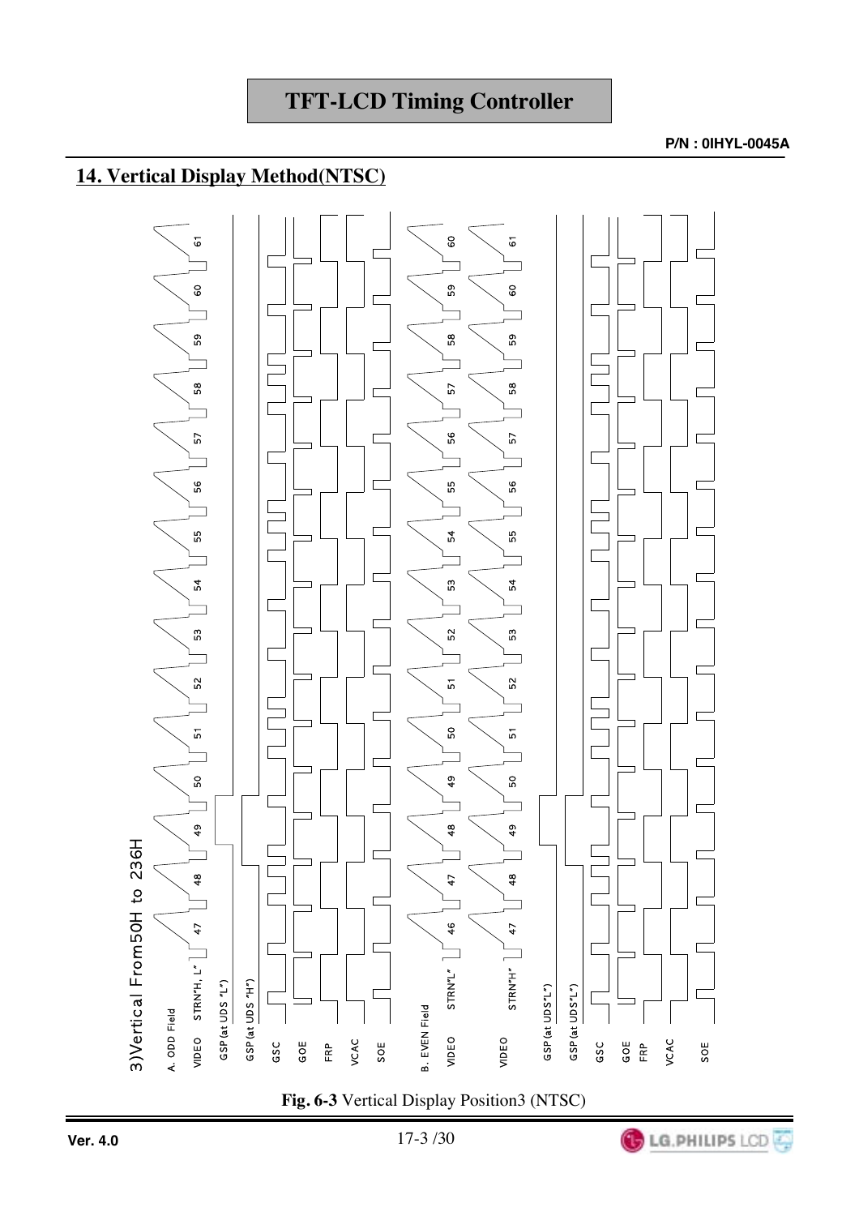## 14. Vertical Display Method(NTSC)

3)Vertical From50H to 236H

A. ODD Field

VIDEO STRN"H, L" — 47, 48, 49, 50, 51, 52, 53, 54, 55, 56, 57, 58, 59, 60, 61

GSP(at UDS "L")

GSP(at UDS "H")

GSC

GOE

FRP

VCAC

SOE

B. EVEN Field

VIDEO STRN"L" — 46, 47, 48, 49, 50, 51, 52, 53, 54, 55, 56, 57, 58, 59, 60

VIDEO STRN"H" — 47, 48, 49, 50, 51, 52, 53, 54, 55, 56, 57, 58, 59, 60, 61

GSP(at UDS"L")

GSP(at UDS"L")

GSC

GOE

FRP

VCAC

SOE

**Fig. 6-3** Vertical Display Position3 (NTSC)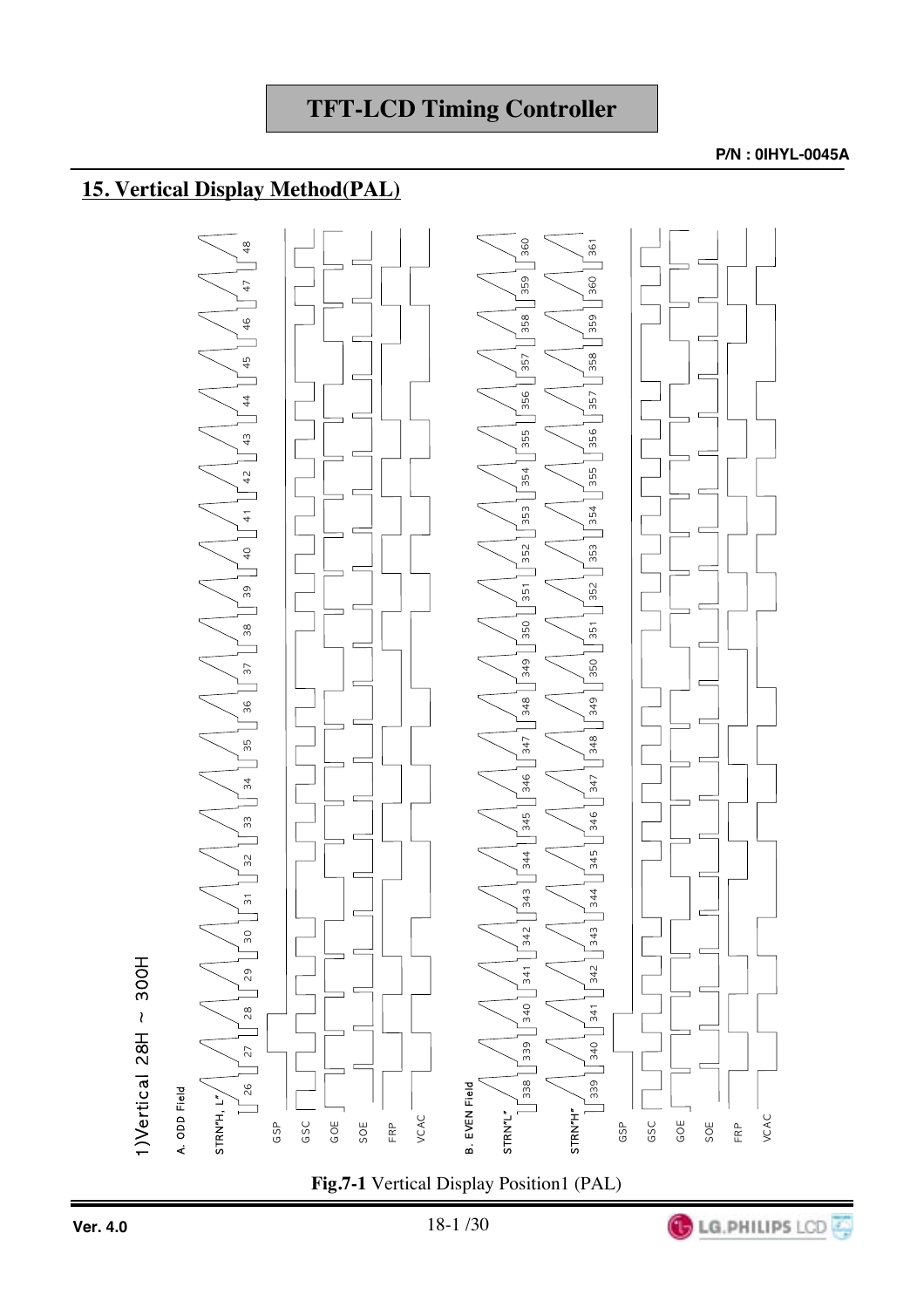## 15. Vertical Display Method(PAL)

1)Vertical 28H ~ 300H

A. ODD Field

STRN"H, L"

26 27 28 29 30 31 32 33 34 35 36 37 38 39 40 41 42 43 44 45 46 47 48

GSP

GSC

GOE

SOE

FRP

VCAC

B. EVEN Field

STRN"L"

338 339 340 341 342 343 344 345 346 347 348 349 350 351 352 353 354 355 356 357 358 359 360

STRN"H"

339 340 341 342 343 344 345 346 347 348 349 350 351 352 353 354 355 356 357 358 359 360 361

GSP

GSC

GOE

SOE

FRP

VCAC

**Fig.7-1** Vertical Display Position1 (PAL)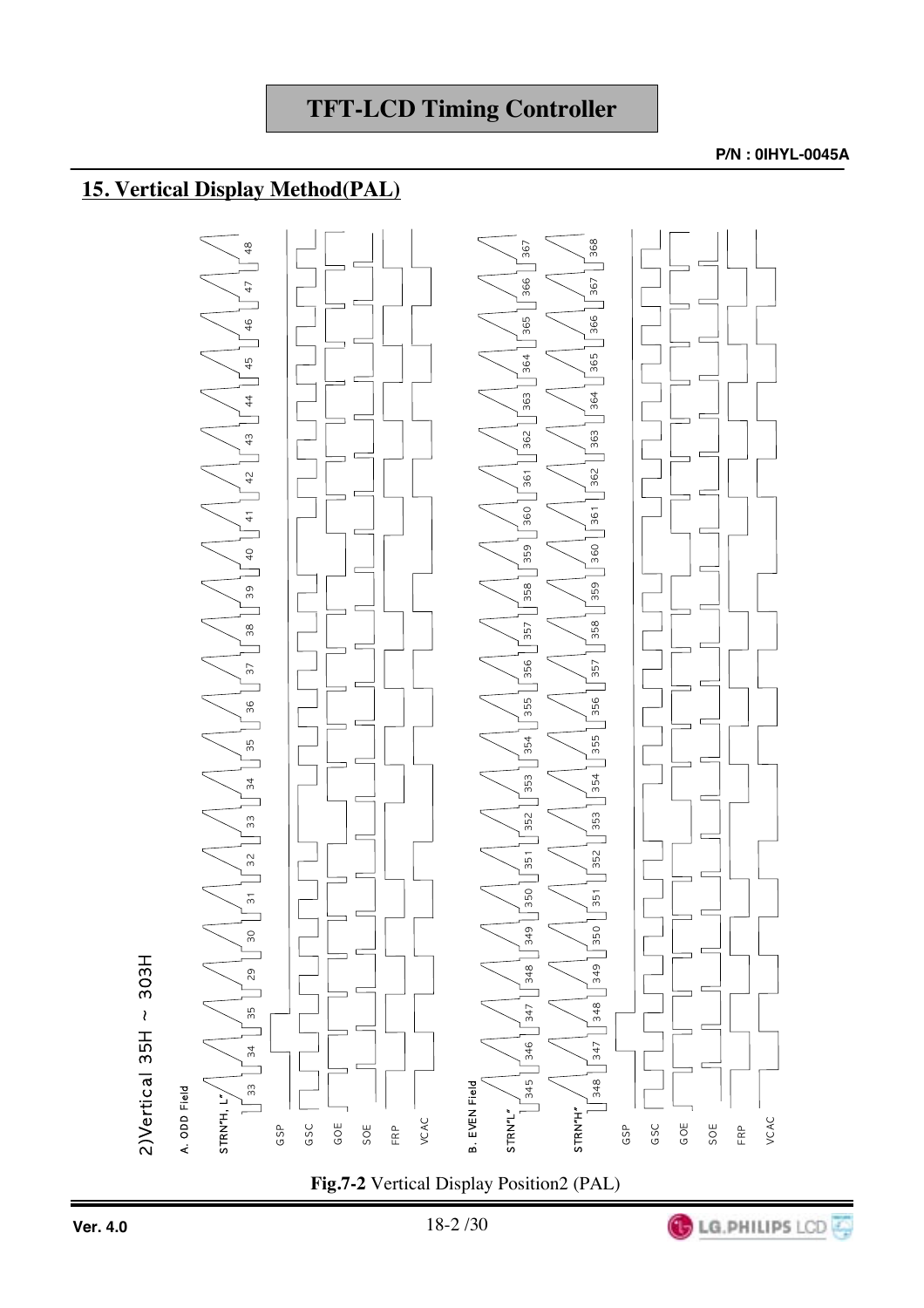## 15. Vertical Display Method(PAL)

2)Vertical 35H ~ 303H

A. ODD Field

STRN"H, L"

GSP

GSC

GOE

SOE

FRP

VCAC

B. EVEN Field

STRN"L"

STRN"H"

GSP

GSC

GOE

SOE

FRP

VCAC

**Fig.7-2** Vertical Display Position2 (PAL)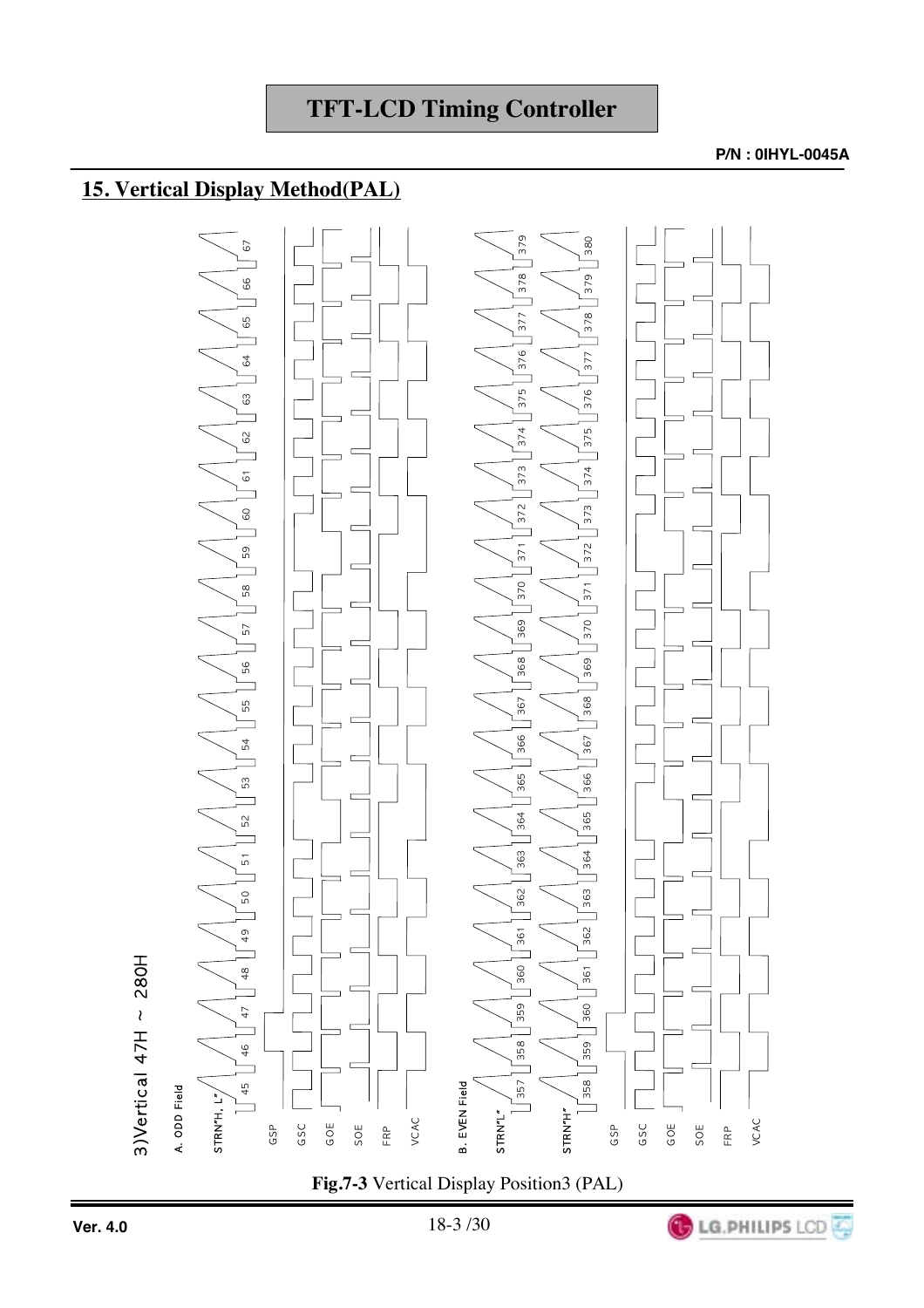## 15. Vertical Display Method(PAL)

3)Vertical 47H ~ 280H

A. ODD Field

STRN"H, L"

45 46 47 48 49 50 51 52 53 54 55 56 57 58 59 60 61 62 63 64 65 66 67

GSP

GSC

GOE

SOE

FRP

VCAC

B. EVEN Field

STRN"L"

357 358 359 360 361 362 363 364 365 366 367 368 369 370 371 372 373 374 375 376 377 378 379

STRN"H"

358 359 360 361 362 363 364 365 366 367 368 369 370 371 372 373 374 375 376 377 378 379 380

GSP

GSC

GOE

SOE

FRP

VCAC

**Fig.7-3** Vertical Display Position3 (PAL)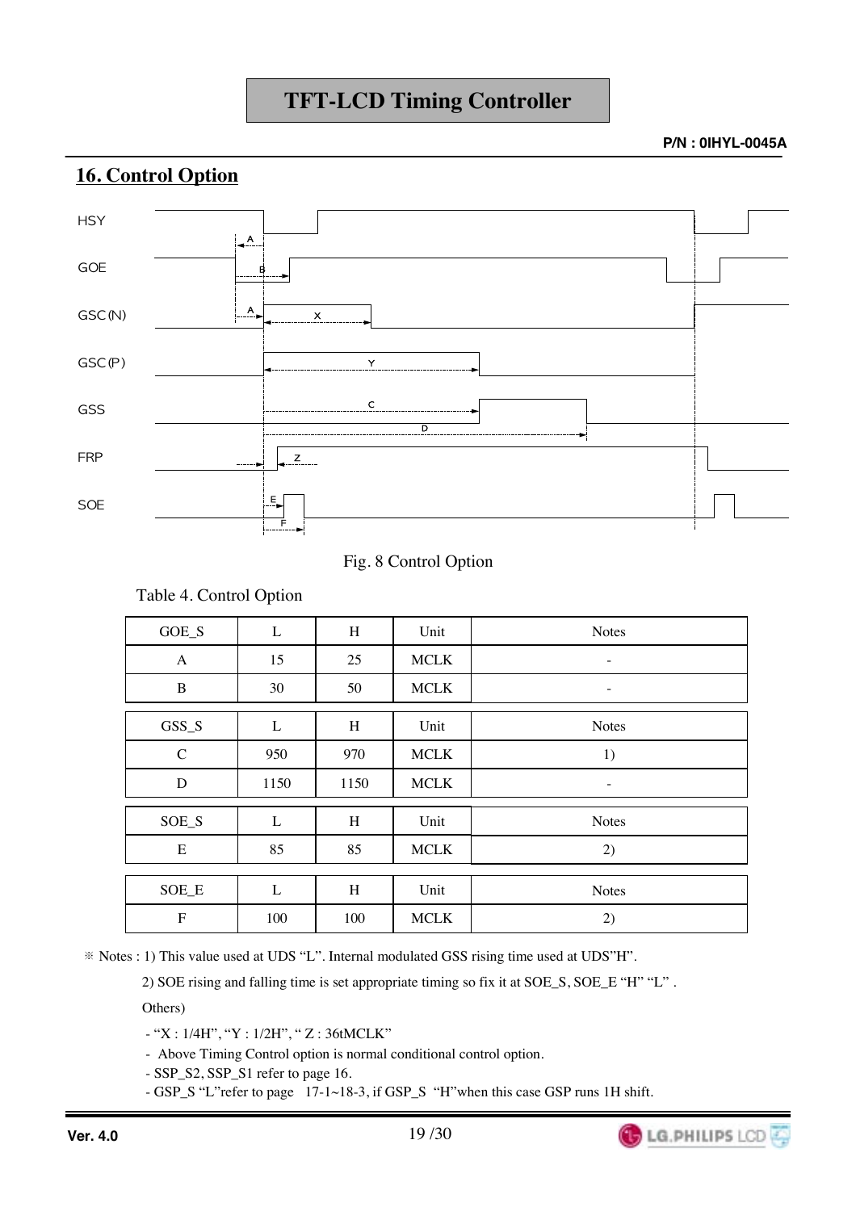## 16. Control Option

Fig. 8 Control Option

Table 4. Control Option

| GOE_S | L | H | Unit | Notes |
|---|---|---|---|---|
| A | 15 | 25 | MCLK | - |
| B | 30 | 50 | MCLK | - |

| GSS_S | L | H | Unit | Notes |
|---|---|---|---|---|
| C | 950 | 970 | MCLK | 1) |
| D | 1150 | 1150 | MCLK | - |

| SOE_S | L | H | Unit | Notes |
|---|---|---|---|---|
| E | 85 | 85 | MCLK | 2) |

| SOE_E | L | H | Unit | Notes |
|---|---|---|---|---|
| F | 100 | 100 | MCLK | 2) |

※ Notes : 1) This value used at UDS "L". Internal modulated GSS rising time used at UDS"H".

2) SOE rising and falling time is set appropriate timing so fix it at SOE_S, SOE_E "H" "L" .

Others)

- "X : 1/4H", "Y : 1/2H", " Z : 36tMCLK"
- Above Timing Control option is normal conditional control option.
- SSP_S2, SSP_S1 refer to page 16.
- GSP_S "L"refer to page 17-1~18-3, if GSP_S "H"when this case GSP runs 1H shift.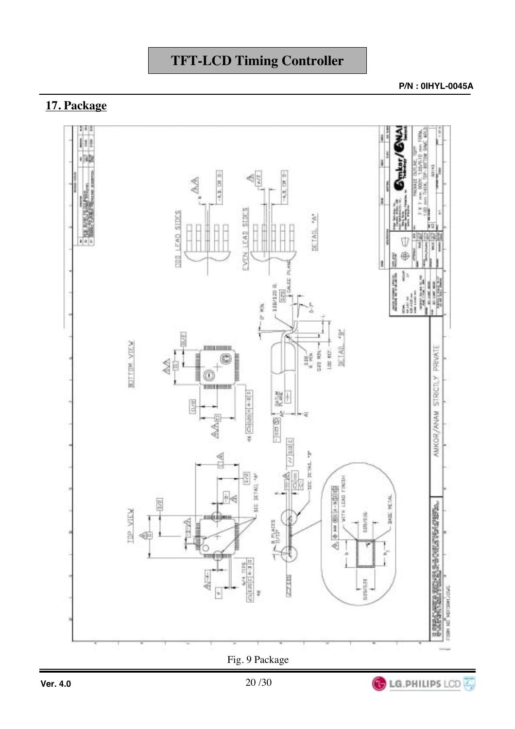## 17. Package

Fig. 9 Package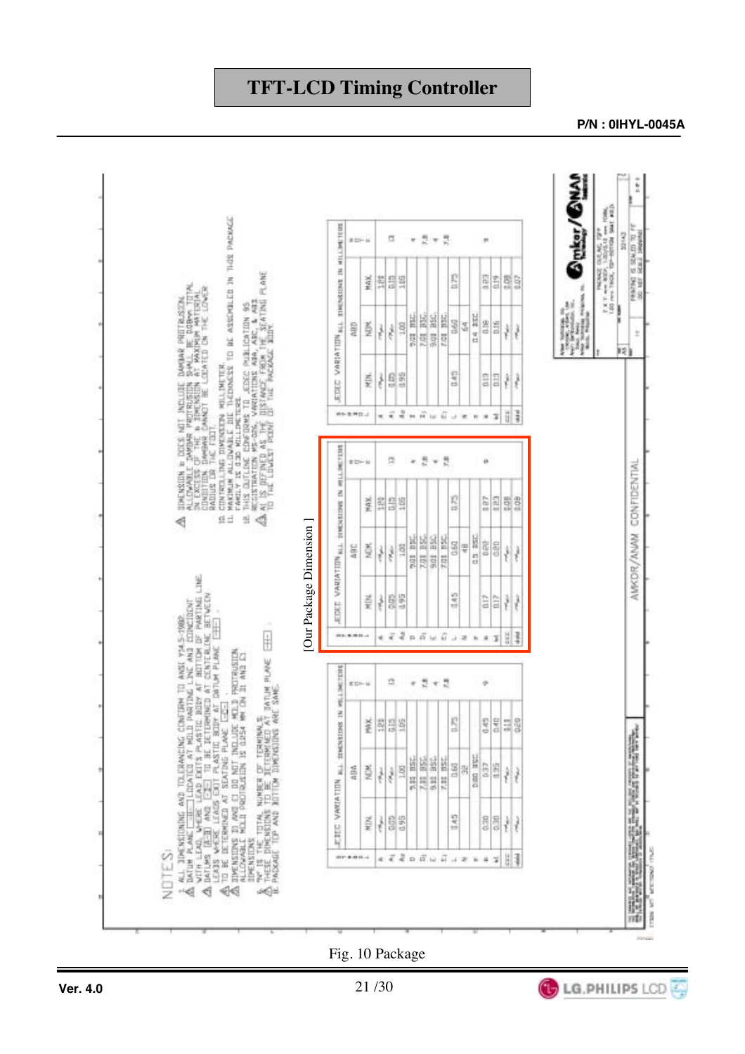Fig. 10 Package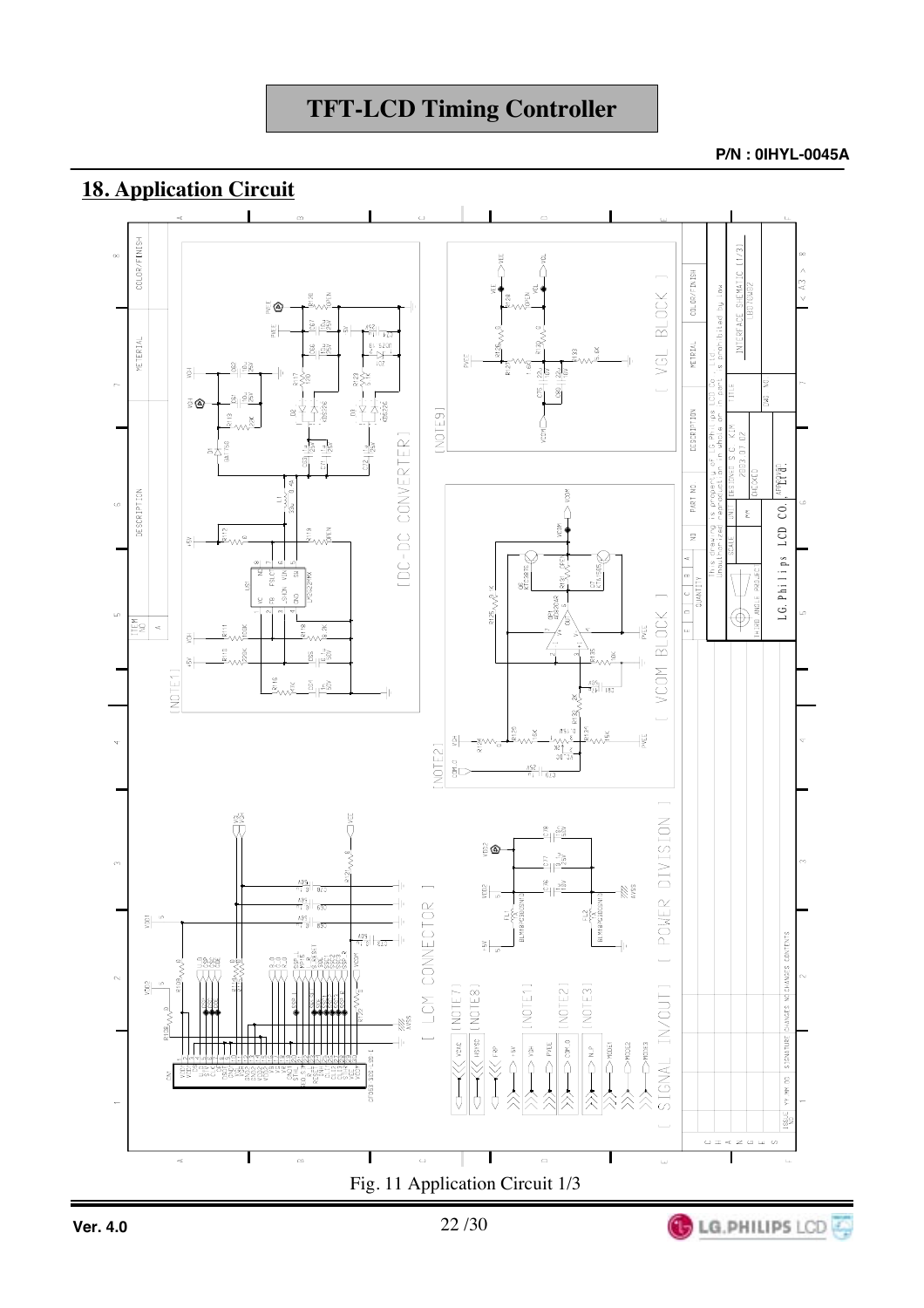## 18. Application Circuit

Fig. 11 Application Circuit 1/3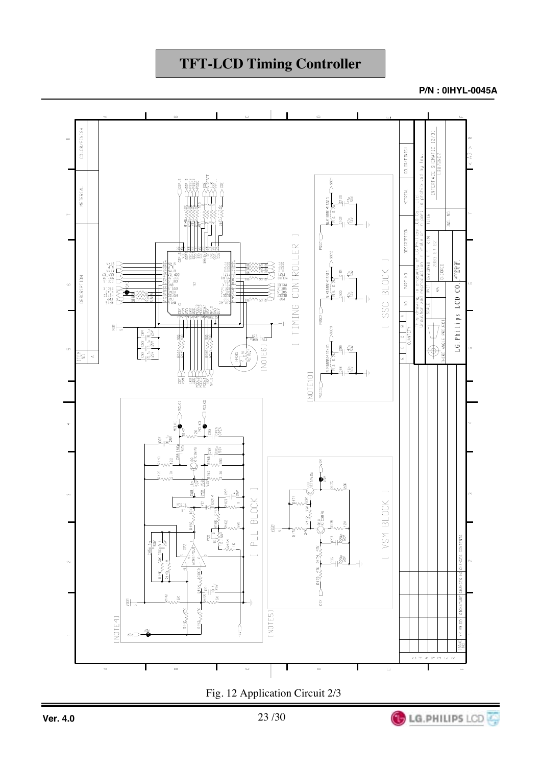# TFT-LCD Timing Controller

**P/N : 0IHYL-0045A**

Fig. 12 Application Circuit 2/3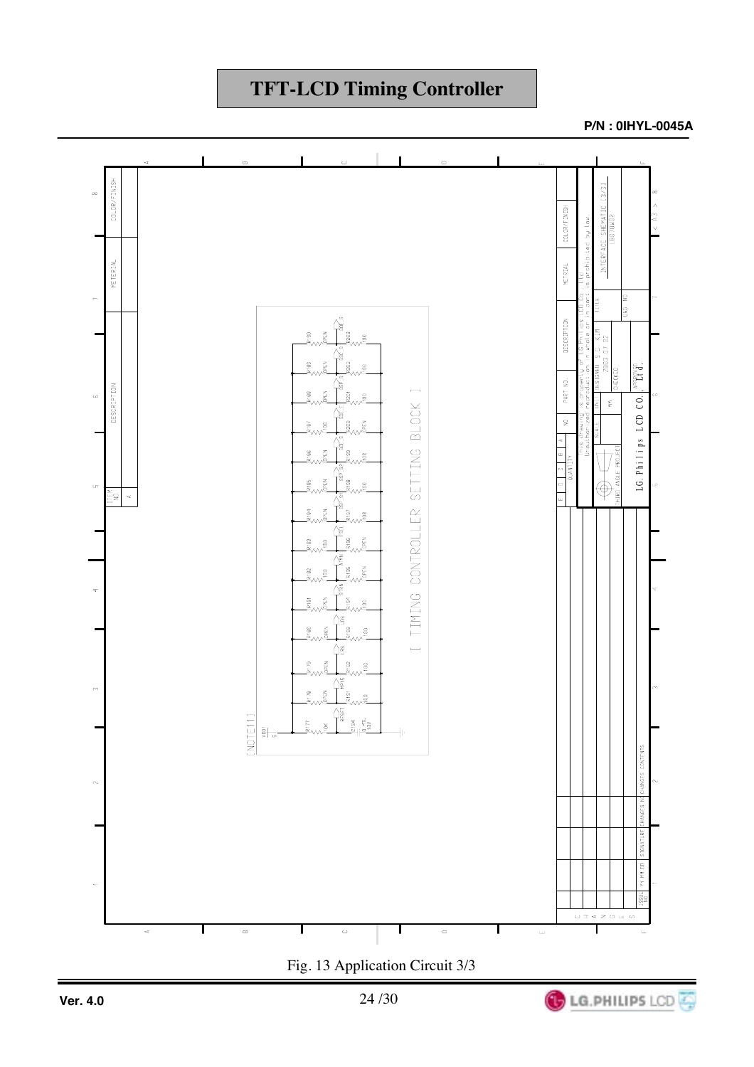# TFT-LCD Timing Controller

**P/N : 0IHYL-0045A**

[ TIMING CONTROLLER SETTING BLOCK ]

Fig. 13 Application Circuit 3/3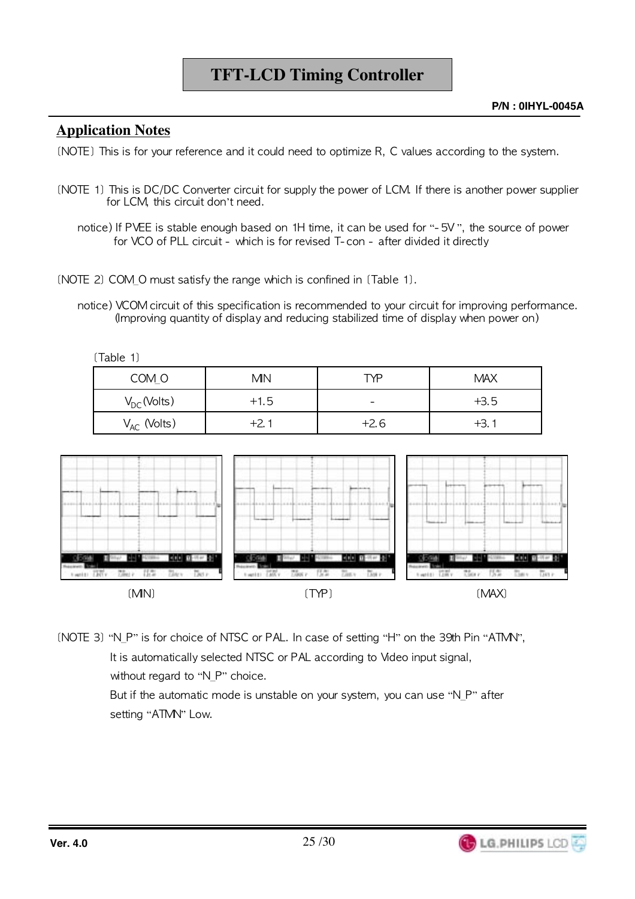# TFT-LCD Timing Controller

P/N : 0IHYL-0045A

## Application Notes

〔NOTE〕 This is for your reference and it could need to optimize R, C values according to the system.

〔NOTE 1〕 This is DC/DC Converter circuit for supply the power of LCM. If there is another power supplier for LCM, this circuit don't need.

notice) If PVEE is stable enough based on 1H time, it can be used for "-5V", the source of power for VCO of PLL circuit - which is for revised T-con - after divided it directly

〔NOTE 2〕 COM_O must satisfy the range which is confined in 〔Table 1〕.

notice) VCOM circuit of this specification is recommended to your circuit for improving performance. (Improving quantity of display and reducing stabilized time of display when power on)

〔Table 1〕

| COM_O | MIN | TYP | MAX |
|---|---|---|---|
| $V_{DC}$(Volts) | +1.5 | - | +3.5 |
| $V_{AC}$ (Volts) | +2.1 | +2.6 | +3.1 |

〔MIN〕 〔TYP〕 〔MAX〕

〔NOTE 3〕 "N_P" is for choice of NTSC or PAL. In case of setting "H" on the 39th Pin "ATMN",

It is automatically selected NTSC or PAL according to Video input signal,

without regard to "N_P" choice.

But if the automatic mode is unstable on your system, you can use "N_P" after setting "ATMN" Low.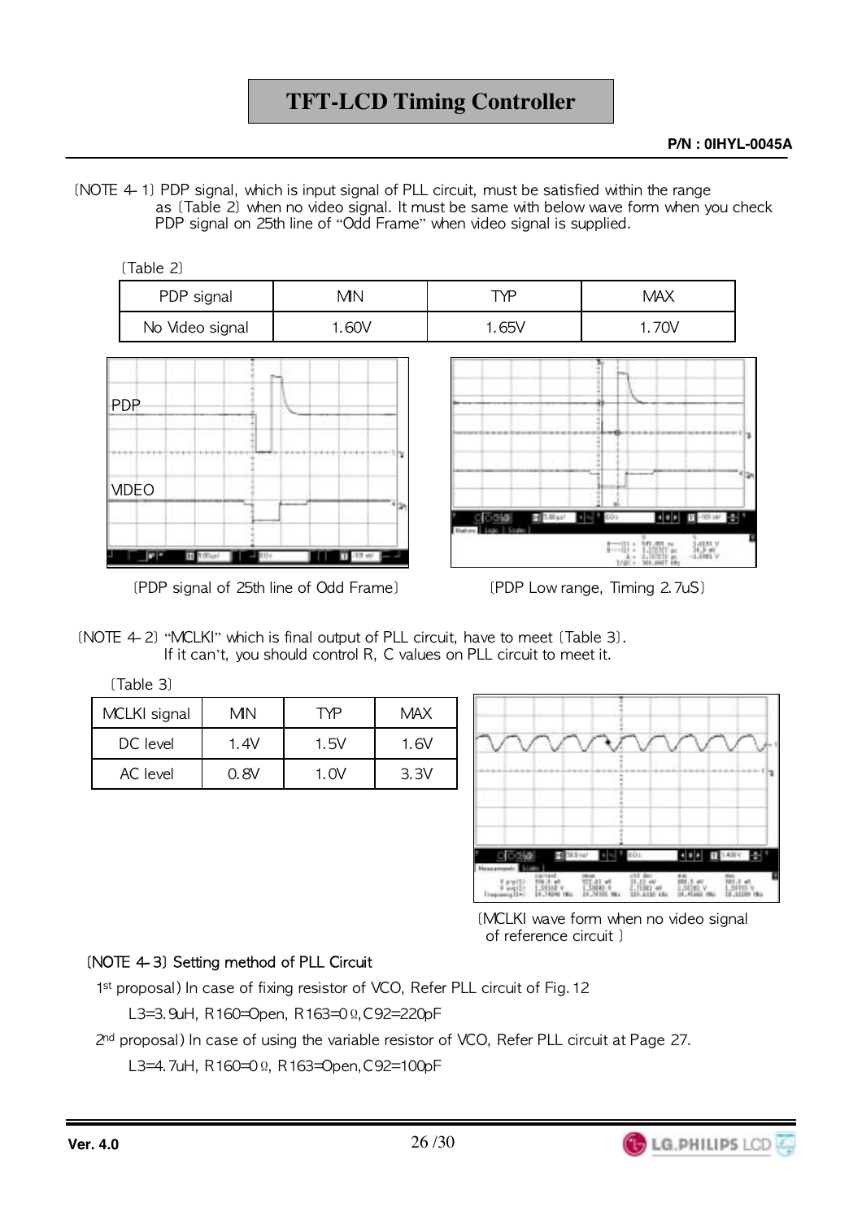〔NOTE 4-1〕PDP signal, which is input signal of PLL circuit, must be satisfied within the range as〔Table 2〕when no video signal. It must be same with below wave form when you check PDP signal on 25th line of "Odd Frame" when video signal is supplied.

〔Table 2〕

| PDP signal | MIN | TYP | MAX |
|---|---|---|---|
| No Video signal | 1.60V | 1.65V | 1.70V |

〔PDP signal of 25th line of Odd Frame〕

〔PDP Low range, Timing 2.7uS〕

〔NOTE 4-2〕"MCLKI" which is final output of PLL circuit, have to meet〔Table 3〕. If it can't, you should control R, C values on PLL circuit to meet it.

〔Table 3〕

| MCLKI signal | MIN | TYP | MAX |
|---|---|---|---|
| DC level | 1.4V | 1.5V | 1.6V |
| AC level | 0.8V | 1.0V | 3.3V |

〔MCLKI wave form when no video signal of reference circuit〕

〔NOTE 4-3〕Setting method of PLL Circuit

1st proposal) In case of fixing resistor of VCO, Refer PLL circuit of Fig.12

L3=3.9uH, R160=Open, R163=0Ω,C92=220pF

2nd proposal) In case of using the variable resistor of VCO, Refer PLL circuit at Page 27.

L3=4.7uH, R160=0Ω, R163=Open,C92=100pF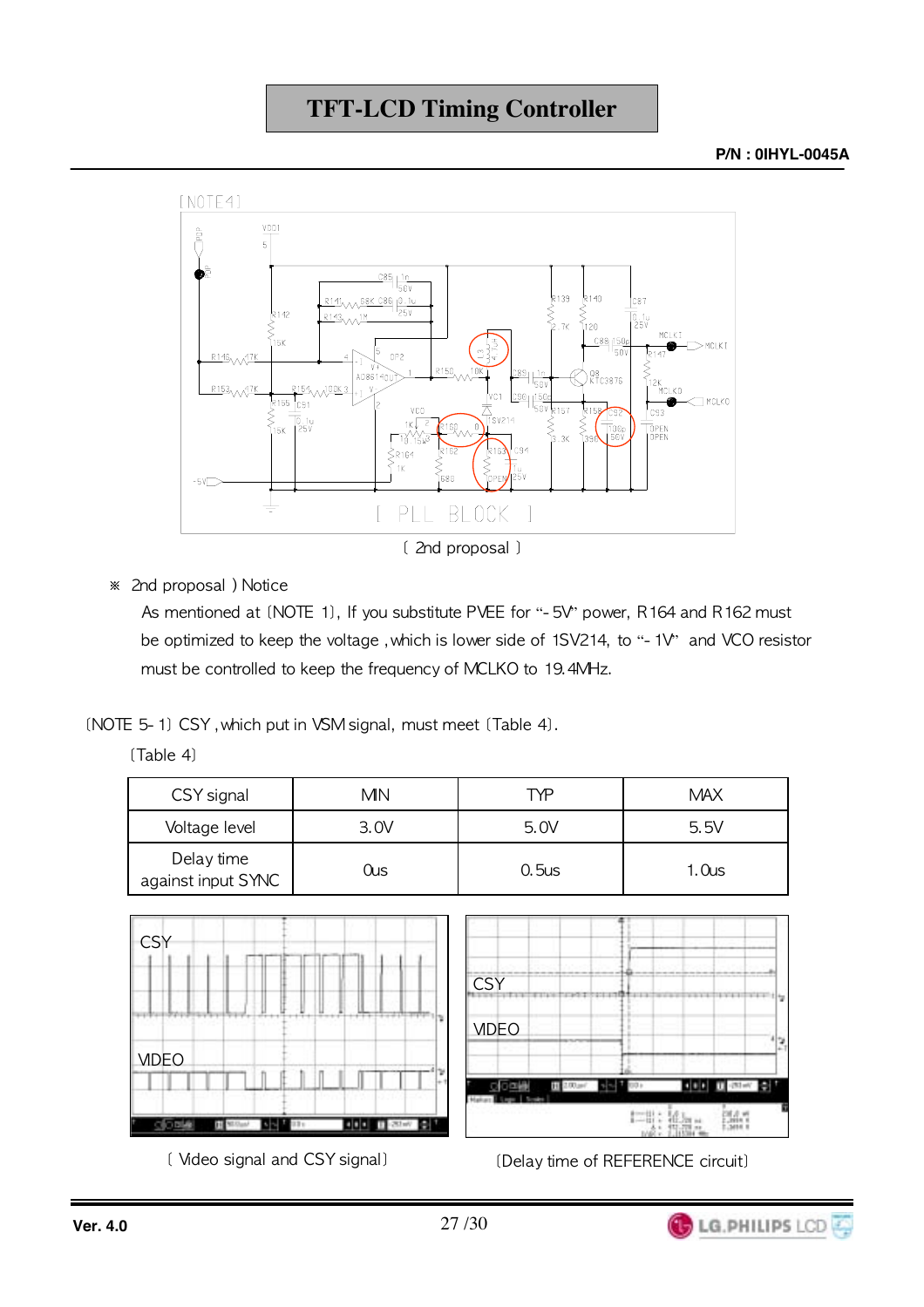[NOTE4]

〔 2nd proposal 〕

※ 2nd proposal ) Notice

As mentioned at 〔NOTE 1〕, If you substitute PVEE for "- 5V" power, R164 and R162 must be optimized to keep the voltage ,which is lower side of 1SV214, to "- 1V" and VCO resistor must be controlled to keep the frequency of MCLKO to 19.4MHz.

〔NOTE 5- 1〕 CSY ,which put in VSM signal, must meet 〔Table 4〕.

〔Table 4〕

| CSY signal | MIN | TYP | MAX |
|---|---|---|---|
| Voltage level | 3.0V | 5.0V | 5.5V |
| Delay time against input SYNC | 0us | 0.5us | 1.0us |

〔 Video signal and CSY signal〕

〔Delay time of REFERENCE circuit〕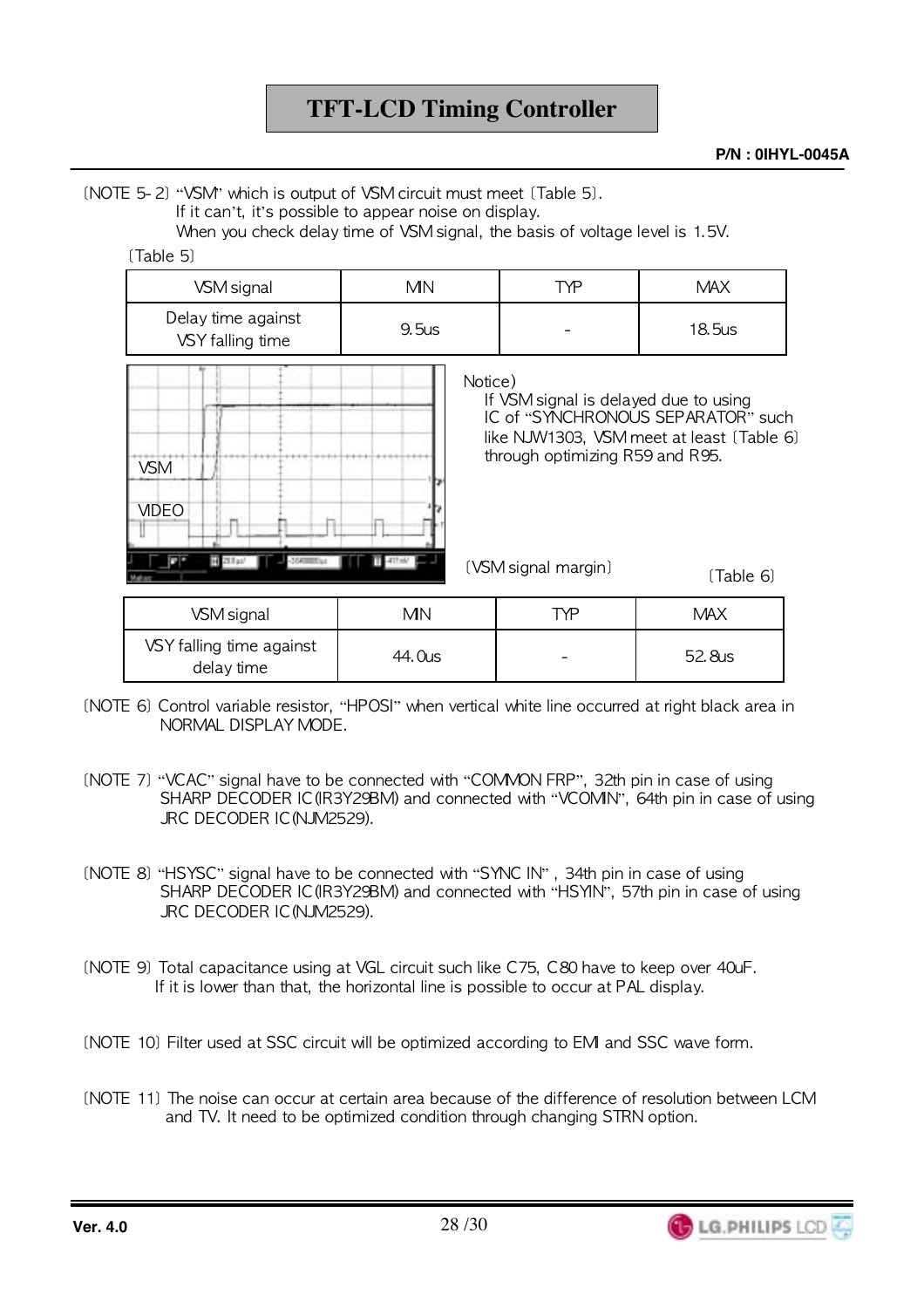〔NOTE 5-2〕 "VSM" which is output of VSM circuit must meet 〔Table 5〕.
If it can't, it's possible to appear noise on display.
When you check delay time of VSM signal, the basis of voltage level is 1.5V.

〔Table 5〕

| VSM signal | MIN | TYP | MAX |
|---|---|---|---|
| Delay time against VSY falling time | 9.5us | - | 18.5us |

Notice)
If VSM signal is delayed due to using IC of "SYNCHRONOUS SEPARATOR" such like NJW1303, VSM meet at least 〔Table 6〕 through optimizing R59 and R95.

〔VSM signal margin〕

〔Table 6〕

| VSM signal | MIN | TYP | MAX |
|---|---|---|---|
| VSY falling time against delay time | 44.0us | - | 52.8us |

〔NOTE 6〕 Control variable resistor, "HPOSI" when vertical white line occurred at right black area in NORMAL DISPLAY MODE.

〔NOTE 7〕 "VCAC" signal have to be connected with "COMMON FRP", 32th pin in case of using SHARP DECODER IC(IR3Y29BM) and connected with "VCOMIN", 64th pin in case of using JRC DECODER IC(NJM2529).

〔NOTE 8〕 "HSYSC" signal have to be connected with "SYNC IN" , 34th pin in case of using SHARP DECODER IC(IR3Y29BM) and connected with "HSYIN", 57th pin in case of using JRC DECODER IC(NJM2529).

〔NOTE 9〕 Total capacitance using at VGL circuit such like C75, C80 have to keep over 40uF.
If it is lower than that, the horizontal line is possible to occur at PAL display.

〔NOTE 10〕 Filter used at SSC circuit will be optimized according to EMI and SSC wave form.

〔NOTE 11〕 The noise can occur at certain area because of the difference of resolution between LCM and TV. It need to be optimized condition through changing STRN option.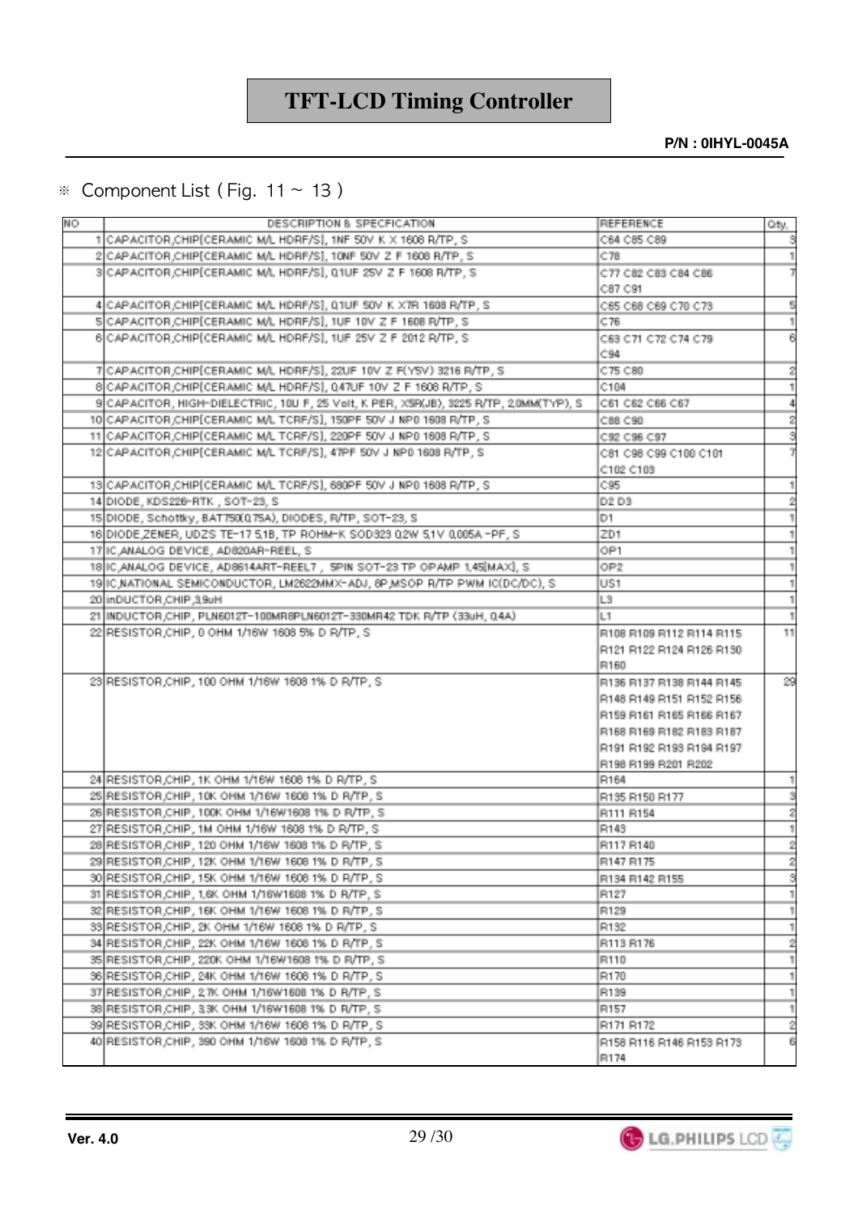# TFT-LCD Timing Controller

**P/N : 0IHYL-0045A**

※ Component List ( Fig. 11 ~ 13 )

| NO | DESCRIPTION & SPECFICATION | REFERENCE | Qty. |
|---|---|---|---|
| 1 | CAPACITOR,CHIP[CERAMIC M/L HDRF/S], 1NF 50V K X 1608 R/TP, S | C64 C85 C89 | 3 |
| 2 | CAPACITOR,CHIP[CERAMIC M/L HDRF/S], 10NF 50V Z F 1608 R/TP, S | C78 | 1 |
| 3 | CAPACITOR,CHIP[CERAMIC M/L HDRF/S], 0.1UF 25V Z F 1608 R/TP, S | C77 C82 C83 C84 C86 C87 C91 | 7 |
| 4 | CAPACITOR,CHIP[CERAMIC M/L HDRF/S], 0.1UF 50V K X7R 1608 R/TP, S | C65 C68 C69 C70 C73 | 5 |
| 5 | CAPACITOR,CHIP[CERAMIC M/L HDRF/S], 1UF 10V Z F 1608 R/TP, S | C76 | 1 |
| 6 | CAPACITOR,CHIP[CERAMIC M/L HDRF/S], 1UF 25V Z F 2012 R/TP, S | C63 C71 C72 C74 C79 C94 | 6 |
| 7 | CAPACITOR,CHIP[CERAMIC M/L HDRF/S], 22UF 10V Z F(Y5V) 3216 R/TP, S | C75 C80 | 2 |
| 8 | CAPACITOR,CHIP[CERAMIC M/L HDRF/S], 0.47UF 10V Z F 1608 R/TP, S | C104 | 1 |
| 9 | CAPACITOR, HIGH-DIELECTRIC, 10U F, 25 Volt, K PER, X5R(JB), 3225 R/TP, 2.0MM(TYP), S | C61 C62 C66 C67 | 4 |
| 10 | CAPACITOR,CHIP[CERAMIC M/L TCRF/S], 150PF 50V J NP0 1608 R/TP, S | C88 C90 | 2 |
| 11 | CAPACITOR,CHIP[CERAMIC M/L TCRF/S], 220PF 50V J NP0 1608 R/TP, S | C92 C96 C97 | 3 |
| 12 | CAPACITOR,CHIP[CERAMIC M/L TCRF/S], 47PF 50V J NP0 1608 R/TP, S | C81 C98 C99 C100 C101 C102 C103 | 7 |
| 13 | CAPACITOR,CHIP[CERAMIC M/L TCRF/S], 680PF 50V J NP0 1608 R/TP, S | C95 | 1 |
| 14 | DIODE, KDS226-RTK , SOT-23, S | D2 D3 | 2 |
| 15 | DIODE, Schottky, BAT750(0.75A), DIODES, R/TP, SOT-23, S | D1 | 1 |
| 16 | DIODE,ZENER, UDZS TE-17 5.1B, TP ROHM-K SOD323 0.2W 5.1V 0.005A -PF, S | ZD1 | 1 |
| 17 | IC,ANALOG DEVICE, AD820AR-REEL, S | OP1 | 1 |
| 18 | IC,ANALOG DEVICE, AD8614ART-REEL7 , 5PIN SOT-23 TP OPAMP 1.45[MAX], S | OP2 | 1 |
| 19 | IC,NATIONAL SEMICONDUCTOR, LM2622MMX-ADJ, 8P,MSOP R/TP PWM IC(DC/DC), S | US1 | 1 |
| 20 | inDUCTOR,CHIP,3.9uH | L3 | 1 |
| 21 | INDUCTOR,CHIP, PLN6012T-100MR8PLN6012T-330MR42 TDK R/TP (33uH, 0.4A) | L1 | 1 |
| 22 | RESISTOR,CHIP, 0 OHM 1/16W 1608 5% D R/TP, S | R108 R109 R112 R114 R115 R121 R122 R124 R126 R130 R160 | 11 |
| 23 | RESISTOR,CHIP, 100 OHM 1/16W 1608 1% D R/TP, S | R136 R137 R138 R144 R145 R148 R149 R151 R152 R156 R159 R161 R165 R166 R167 R168 R169 R182 R183 R187 R191 R192 R193 R194 R197 R198 R199 R201 R202 | 29 |
| 24 | RESISTOR,CHIP, 1K OHM 1/16W 1608 1% D R/TP, S | R164 | 1 |
| 25 | RESISTOR,CHIP, 10K OHM 1/16W 1608 1% D R/TP, S | R135 R150 R177 | 3 |
| 26 | RESISTOR,CHIP, 100K OHM 1/16W1608 1% D R/TP, S | R111 R154 | 2 |
| 27 | RESISTOR,CHIP, 1M OHM 1/16W 1608 1% D R/TP, S | R143 | 1 |
| 28 | RESISTOR,CHIP, 120 OHM 1/16W 1608 1% D R/TP, S | R117 R140 | 2 |
| 29 | RESISTOR,CHIP, 12K OHM 1/16W 1608 1% D R/TP, S | R147 R175 | 2 |
| 30 | RESISTOR,CHIP, 15K OHM 1/16W 1608 1% D R/TP, S | R134 R142 R155 | 3 |
| 31 | RESISTOR,CHIP, 1.6K OHM 1/16W1608 1% D R/TP, S | R127 | 1 |
| 32 | RESISTOR,CHIP, 16K OHM 1/16W 1608 1% D R/TP, S | R129 | 1 |
| 33 | RESISTOR,CHIP, 2K OHM 1/16W 1608 1% D R/TP, S | R132 | 1 |
| 34 | RESISTOR,CHIP, 22K OHM 1/16W 1608 1% D R/TP, S | R113 R176 | 2 |
| 35 | RESISTOR,CHIP, 220K OHM 1/16W1608 1% D R/TP, S | R110 | 1 |
| 36 | RESISTOR,CHIP, 24K OHM 1/16W 1608 1% D R/TP, S | R170 | 1 |
| 37 | RESISTOR,CHIP, 2.7K OHM 1/16W1608 1% D R/TP, S | R139 | 1 |
| 38 | RESISTOR,CHIP, 3.3K OHM 1/16W1608 1% D R/TP, S | R157 | 1 |
| 39 | RESISTOR,CHIP, 33K OHM 1/16W 1608 1% D R/TP, S | R171 R172 | 2 |
| 40 | RESISTOR,CHIP, 390 OHM 1/16W 1608 1% D R/TP, S | R158 R116 R146 R153 R173 R174 | 6 |

Ver. 4.0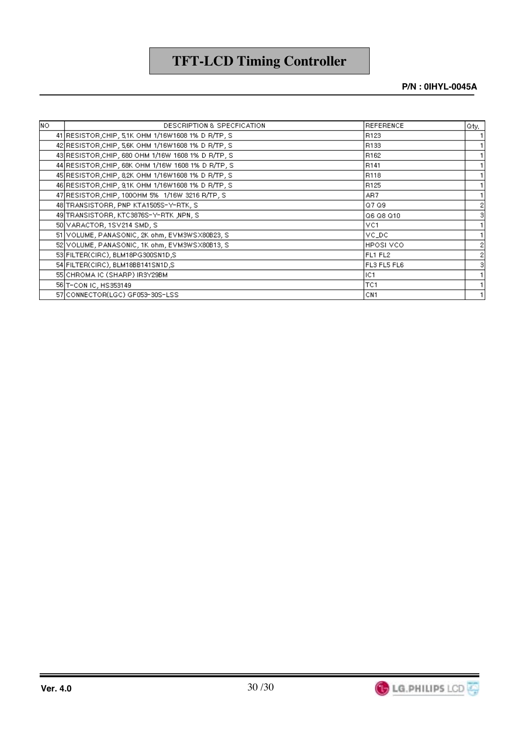| NO | DESCRIPTION & SPECFICATION | REFERENCE | Qty. |
|---|---|---|---|
| 41 | RESISTOR,CHIP, 5.1K OHM 1/16W1608 1% D R/TP, S | R123 | 1 |
| 42 | RESISTOR,CHIP, 5.6K OHM 1/16W1608 1% D R/TP, S | R133 | 1 |
| 43 | RESISTOR,CHIP, 680 OHM 1/16W 1608 1% D R/TP, S | R162 | 1 |
| 44 | RESISTOR,CHIP, 68K OHM 1/16W 1608 1% D R/TP, S | R141 | 1 |
| 45 | RESISTOR,CHIP, 8.2K OHM 1/16W1608 1% D R/TP, S | R118 | 1 |
| 46 | RESISTOR,CHIP, 9.1K OHM 1/16W1608 1% D R/TP, S | R125 | 1 |
| 47 | RESISTOR,CHIP, 100OHM 5% 1/16W 3216 R/TP, S | AR7 | 1 |
| 48 | TRANSISTORR, PNP KTA1505S-Y-RTK, S | Q7 Q9 | 2 |
| 49 | TRANSISTORR, KTC3876S-Y-RTK ,NPN, S | Q6 Q8 Q10 | 3 |
| 50 | VARACTOR, 1SV214 SMD, S | VC1 | 1 |
| 51 | VOLUME, PANASONIC, 2K ohm, EVM3WSX80B23, S | VC_DC | 1 |
| 52 | VOLUME, PANASONIC, 1K ohm, EVM3WSX80B13, S | HPOSI VCO | 2 |
| 53 | FILTER(CIRC), BLM18PG300SN1D,S | FL1 FL2 | 2 |
| 54 | FILTER(CIRC), BLM18BB141SN1D,S | FL3 FL5 FL6 | 3 |
| 55 | CHROMA IC (SHARP) IR3Y29BM | IC1 | 1 |
| 56 | T-CON IC, HS353149 | TC1 | 1 |
| 57 | CONNECTOR(LGC) GF053-30S-LSS | CN1 | 1 |